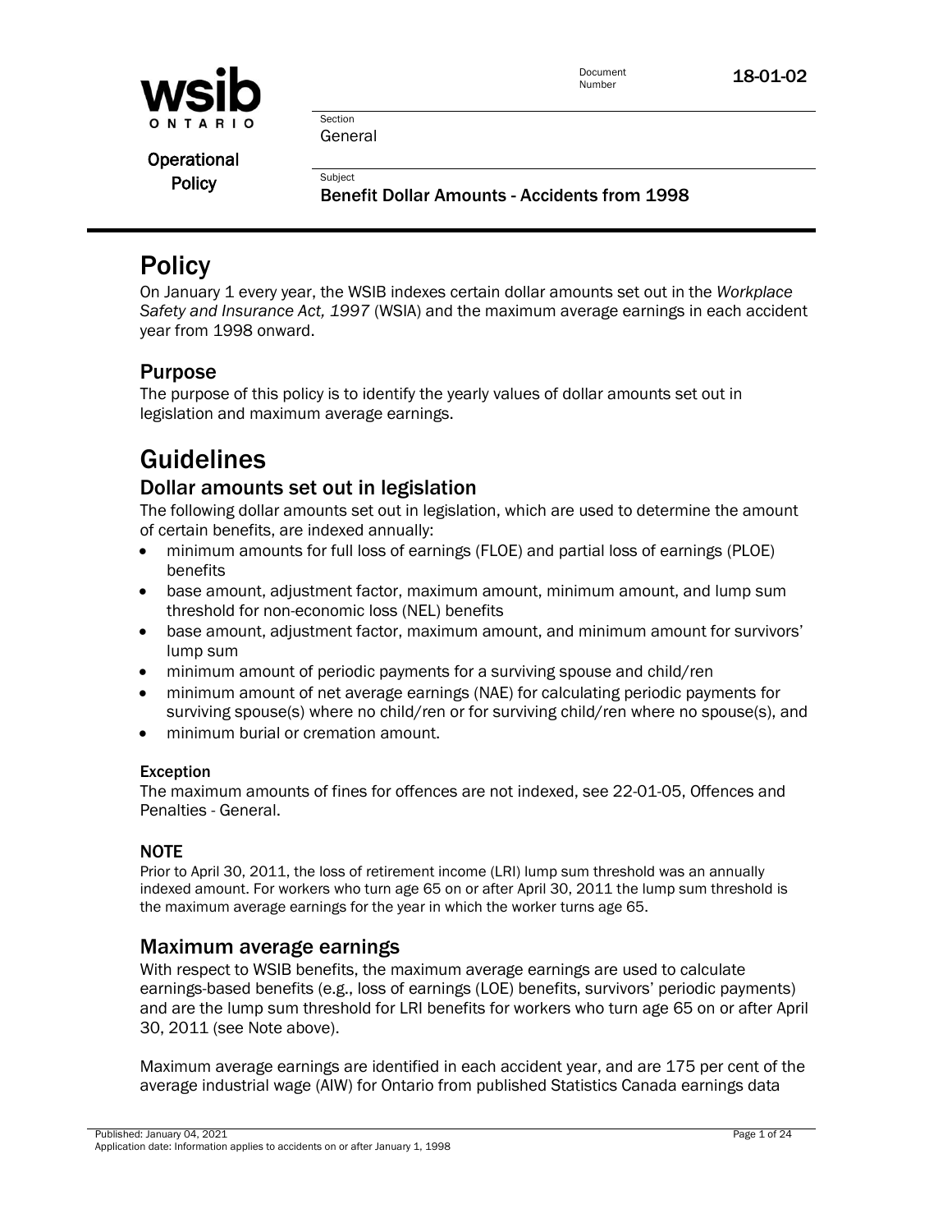Document Number **18-01-02**

Section
General

**Operational Policy**

Subject
**Benefit Dollar Amounts - Accidents from 1998**

# Policy

On January 1 every year, the WSIB indexes certain dollar amounts set out in the *Workplace Safety and Insurance Act, 1997* (WSIA) and the maximum average earnings in each accident year from 1998 onward.

## Purpose

The purpose of this policy is to identify the yearly values of dollar amounts set out in legislation and maximum average earnings.

# Guidelines

## Dollar amounts set out in legislation

The following dollar amounts set out in legislation, which are used to determine the amount of certain benefits, are indexed annually:

- minimum amounts for full loss of earnings (FLOE) and partial loss of earnings (PLOE) benefits
- base amount, adjustment factor, maximum amount, minimum amount, and lump sum threshold for non-economic loss (NEL) benefits
- base amount, adjustment factor, maximum amount, and minimum amount for survivors' lump sum
- minimum amount of periodic payments for a surviving spouse and child/ren
- minimum amount of net average earnings (NAE) for calculating periodic payments for surviving spouse(s) where no child/ren or for surviving child/ren where no spouse(s), and
- minimum burial or cremation amount.

#### Exception

The maximum amounts of fines for offences are not indexed, see 22-01-05, Offences and Penalties - General.

#### NOTE

Prior to April 30, 2011, the loss of retirement income (LRI) lump sum threshold was an annually indexed amount. For workers who turn age 65 on or after April 30, 2011 the lump sum threshold is the maximum average earnings for the year in which the worker turns age 65.

## Maximum average earnings

With respect to WSIB benefits, the maximum average earnings are used to calculate earnings-based benefits (e.g., loss of earnings (LOE) benefits, survivors' periodic payments) and are the lump sum threshold for LRI benefits for workers who turn age 65 on or after April 30, 2011 (see Note above).

Maximum average earnings are identified in each accident year, and are 175 per cent of the average industrial wage (AIW) for Ontario from published Statistics Canada earnings data

Published: January 04, 2021
Application date: Information applies to accidents on or after January 1, 1998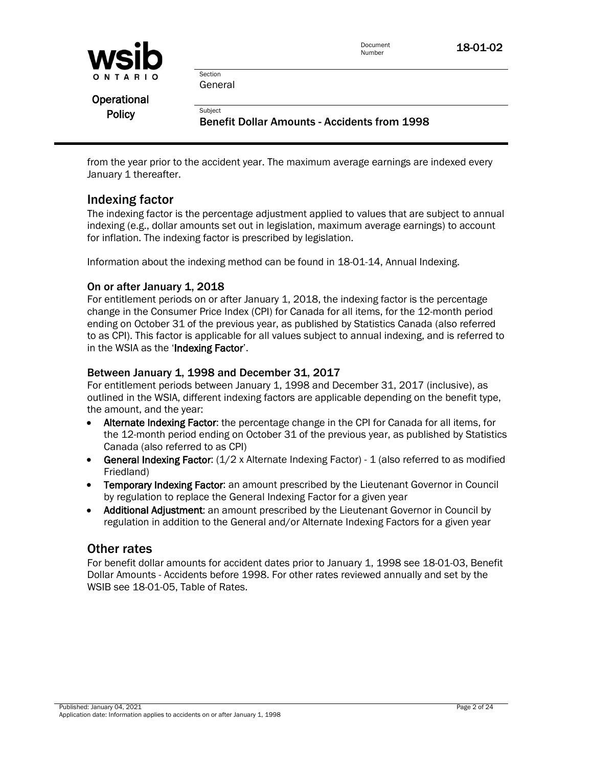from the year prior to the accident year. The maximum average earnings are indexed every January 1 thereafter.

## Indexing factor

The indexing factor is the percentage adjustment applied to values that are subject to annual indexing (e.g., dollar amounts set out in legislation, maximum average earnings) to account for inflation. The indexing factor is prescribed by legislation.

Information about the indexing method can be found in 18-01-14, Annual Indexing.

### On or after January 1, 2018

For entitlement periods on or after January 1, 2018, the indexing factor is the percentage change in the Consumer Price Index (CPI) for Canada for all items, for the 12-month period ending on October 31 of the previous year, as published by Statistics Canada (also referred to as CPI). This factor is applicable for all values subject to annual indexing, and is referred to in the WSIA as the '**Indexing Factor**'.

### Between January 1, 1998 and December 31, 2017

For entitlement periods between January 1, 1998 and December 31, 2017 (inclusive), as outlined in the WSIA, different indexing factors are applicable depending on the benefit type, the amount, and the year:

- **Alternate Indexing Factor**: the percentage change in the CPI for Canada for all items, for the 12-month period ending on October 31 of the previous year, as published by Statistics Canada (also referred to as CPI)
- **General Indexing Factor**: (1/2 x Alternate Indexing Factor) - 1 (also referred to as modified Friedland)
- **Temporary Indexing Factor**: an amount prescribed by the Lieutenant Governor in Council by regulation to replace the General Indexing Factor for a given year
- **Additional Adjustment**: an amount prescribed by the Lieutenant Governor in Council by regulation in addition to the General and/or Alternate Indexing Factors for a given year

## Other rates

For benefit dollar amounts for accident dates prior to January 1, 1998 see 18-01-03, Benefit Dollar Amounts - Accidents before 1998. For other rates reviewed annually and set by the WSIB see 18-01-05, Table of Rates.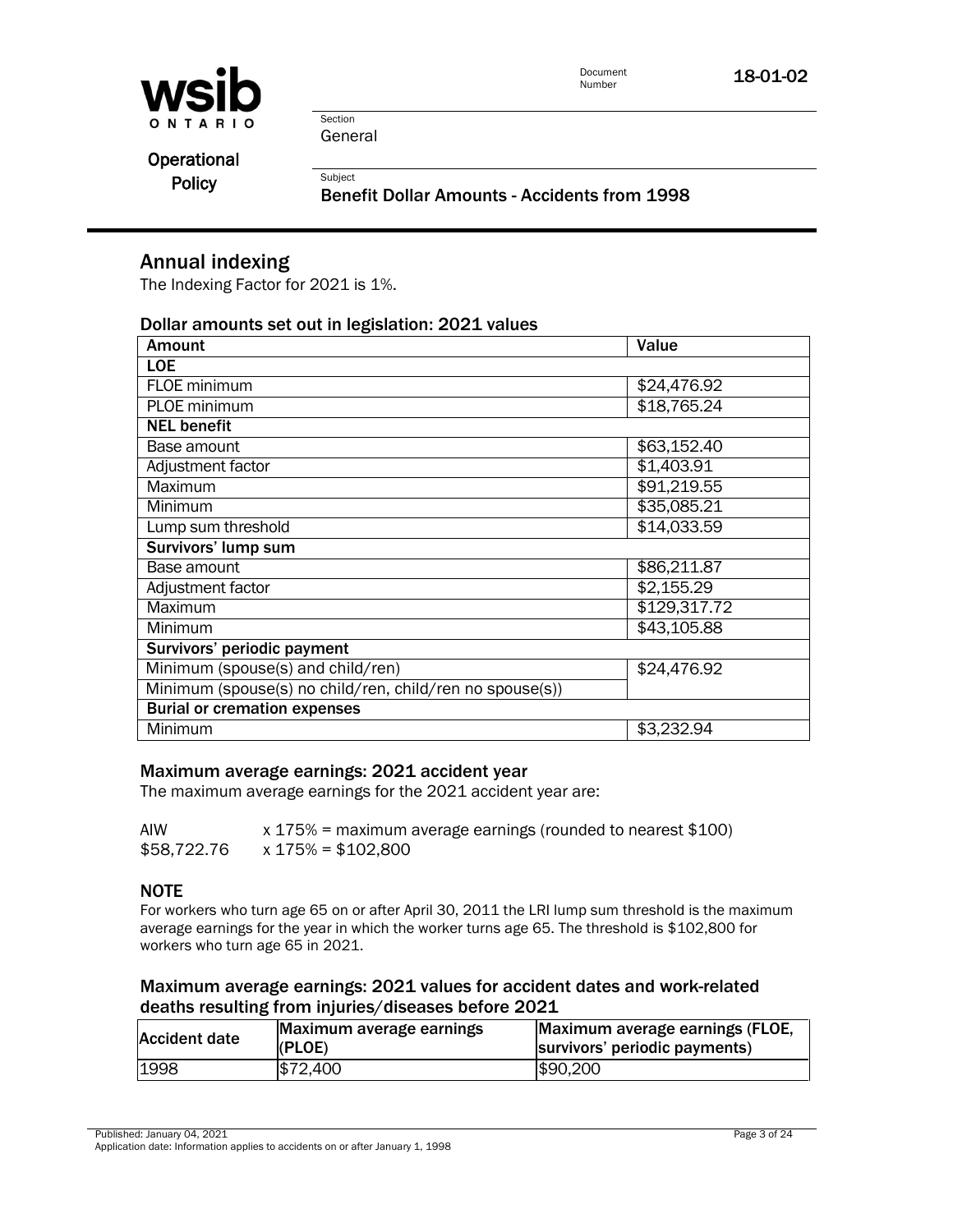## Annual indexing

The Indexing Factor for 2021 is 1%.

### Dollar amounts set out in legislation: 2021 values

| Amount | Value |
|---|---|
| **LOE** | |
| FLOE minimum | $24,476.92 |
| PLOE minimum | $18,765.24 |
| **NEL benefit** | |
| Base amount | $63,152.40 |
| Adjustment factor | $1,403.91 |
| Maximum | $91,219.55 |
| Minimum | $35,085.21 |
| Lump sum threshold | $14,033.59 |
| **Survivors' lump sum** | |
| Base amount | $86,211.87 |
| Adjustment factor | $2,155.29 |
| Maximum | $129,317.72 |
| Minimum | $43,105.88 |
| **Survivors' periodic payment** | |
| Minimum (spouse(s) and child/ren) | $24,476.92 |
| Minimum (spouse(s) no child/ren, child/ren no spouse(s)) | |
| **Burial or cremation expenses** | |
| Minimum | $3,232.94 |

### Maximum average earnings: 2021 accident year

The maximum average earnings for the 2021 accident year are:

AIW x 175% = maximum average earnings (rounded to nearest $100)
$58,722.76 x 175% = $102,800

### NOTE

For workers who turn age 65 on or after April 30, 2011 the LRI lump sum threshold is the maximum average earnings for the year in which the worker turns age 65. The threshold is $102,800 for workers who turn age 65 in 2021.

### Maximum average earnings: 2021 values for accident dates and work-related deaths resulting from injuries/diseases before 2021

| Accident date | Maximum average earnings (PLOE) | Maximum average earnings (FLOE, survivors' periodic payments) |
|---|---|---|
| 1998 | $72,400 | $90,200 |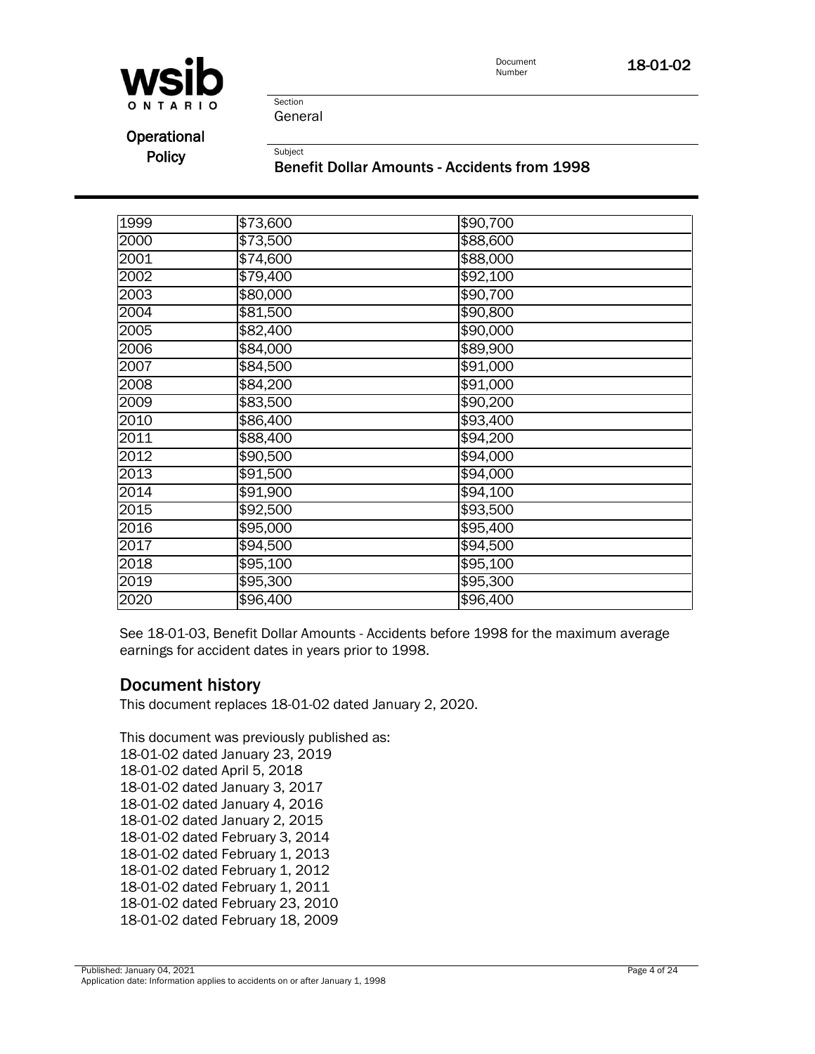| 1999 | $73,600 | $90,700 |
|---|---|---|
| 2000 | $73,500 | $88,600 |
| 2001 | $74,600 | $88,000 |
| 2002 | $79,400 | $92,100 |
| 2003 | $80,000 | $90,700 |
| 2004 | $81,500 | $90,800 |
| 2005 | $82,400 | $90,000 |
| 2006 | $84,000 | $89,900 |
| 2007 | $84,500 | $91,000 |
| 2008 | $84,200 | $91,000 |
| 2009 | $83,500 | $90,200 |
| 2010 | $86,400 | $93,400 |
| 2011 | $88,400 | $94,200 |
| 2012 | $90,500 | $94,000 |
| 2013 | $91,500 | $94,000 |
| 2014 | $91,900 | $94,100 |
| 2015 | $92,500 | $93,500 |
| 2016 | $95,000 | $95,400 |
| 2017 | $94,500 | $94,500 |
| 2018 | $95,100 | $95,100 |
| 2019 | $95,300 | $95,300 |
| 2020 | $96,400 | $96,400 |

See 18-01-03, Benefit Dollar Amounts - Accidents before 1998 for the maximum average earnings for accident dates in years prior to 1998.

## Document history

This document replaces 18-01-02 dated January 2, 2020.

This document was previously published as:
18-01-02 dated January 23, 2019
18-01-02 dated April 5, 2018
18-01-02 dated January 3, 2017
18-01-02 dated January 4, 2016
18-01-02 dated January 2, 2015
18-01-02 dated February 3, 2014
18-01-02 dated February 1, 2013
18-01-02 dated February 1, 2012
18-01-02 dated February 1, 2011
18-01-02 dated February 23, 2010
18-01-02 dated February 18, 2009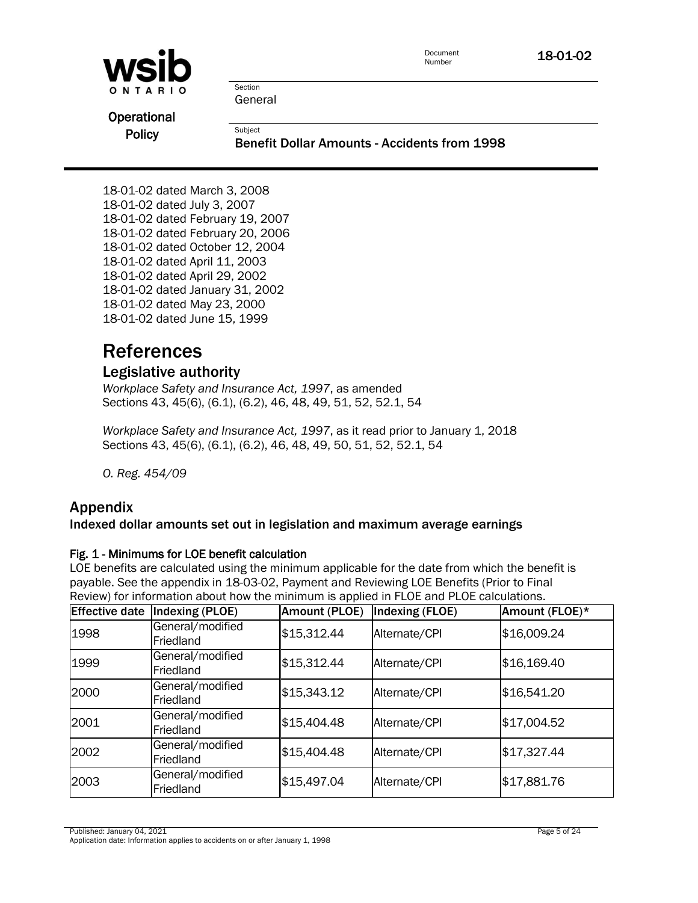18-01-02 dated March 3, 2008
18-01-02 dated July 3, 2007
18-01-02 dated February 19, 2007
18-01-02 dated February 20, 2006
18-01-02 dated October 12, 2004
18-01-02 dated April 11, 2003
18-01-02 dated April 29, 2002
18-01-02 dated January 31, 2002
18-01-02 dated May 23, 2000
18-01-02 dated June 15, 1999

# References

## Legislative authority

*Workplace Safety and Insurance Act, 1997*, as amended
Sections 43, 45(6), (6.1), (6.2), 46, 48, 49, 51, 52, 52.1, 54

*Workplace Safety and Insurance Act, 1997*, as it read prior to January 1, 2018
Sections 43, 45(6), (6.1), (6.2), 46, 48, 49, 50, 51, 52, 52.1, 54

*O. Reg. 454/09*

## Appendix

### Indexed dollar amounts set out in legislation and maximum average earnings

**Fig. 1 - Minimums for LOE benefit calculation**

LOE benefits are calculated using the minimum applicable for the date from which the benefit is payable. See the appendix in 18-03-02, Payment and Reviewing LOE Benefits (Prior to Final Review) for information about how the minimum is applied in FLOE and PLOE calculations.

| Effective date | Indexing (PLOE) | Amount (PLOE) | Indexing (FLOE) | Amount (FLOE)* |
|---|---|---|---|---|
| 1998 | General/modified Friedland | $15,312.44 | Alternate/CPI | $16,009.24 |
| 1999 | General/modified Friedland | $15,312.44 | Alternate/CPI | $16,169.40 |
| 2000 | General/modified Friedland | $15,343.12 | Alternate/CPI | $16,541.20 |
| 2001 | General/modified Friedland | $15,404.48 | Alternate/CPI | $17,004.52 |
| 2002 | General/modified Friedland | $15,404.48 | Alternate/CPI | $17,327.44 |
| 2003 | General/modified Friedland | $15,497.04 | Alternate/CPI | $17,881.76 |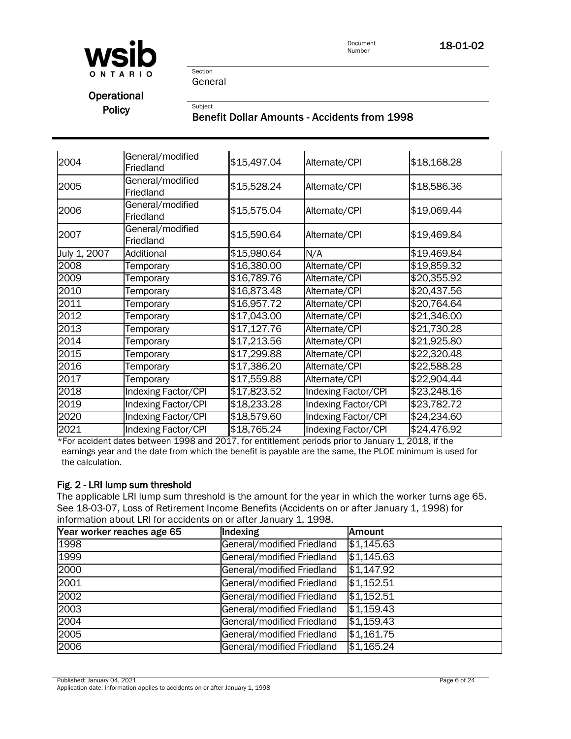| | | | | |
|---|---|---|---|---|
| 2004 | General/modified Friedland | $15,497.04 | Alternate/CPI | $18,168.28 |
| 2005 | General/modified Friedland | $15,528.24 | Alternate/CPI | $18,586.36 |
| 2006 | General/modified Friedland | $15,575.04 | Alternate/CPI | $19,069.44 |
| 2007 | General/modified Friedland | $15,590.64 | Alternate/CPI | $19,469.84 |
| July 1, 2007 | Additional | $15,980.64 | N/A | $19,469.84 |
| 2008 | Temporary | $16,380.00 | Alternate/CPI | $19,859.32 |
| 2009 | Temporary | $16,789.76 | Alternate/CPI | $20,355.92 |
| 2010 | Temporary | $16,873.48 | Alternate/CPI | $20,437.56 |
| 2011 | Temporary | $16,957.72 | Alternate/CPI | $20,764.64 |
| 2012 | Temporary | $17,043.00 | Alternate/CPI | $21,346.00 |
| 2013 | Temporary | $17,127.76 | Alternate/CPI | $21,730.28 |
| 2014 | Temporary | $17,213.56 | Alternate/CPI | $21,925.80 |
| 2015 | Temporary | $17,299.88 | Alternate/CPI | $22,320.48 |
| 2016 | Temporary | $17,386.20 | Alternate/CPI | $22,588.28 |
| 2017 | Temporary | $17,559.88 | Alternate/CPI | $22,904.44 |
| 2018 | Indexing Factor/CPI | $17,823.52 | Indexing Factor/CPI | $23,248.16 |
| 2019 | Indexing Factor/CPI | $18,233.28 | Indexing Factor/CPI | $23,782.72 |
| 2020 | Indexing Factor/CPI | $18,579.60 | Indexing Factor/CPI | $24,234.60 |
| 2021 | Indexing Factor/CPI | $18,765.24 | Indexing Factor/CPI | $24,476.92 |

*For accident dates between 1998 and 2017, for entitlement periods prior to January 1, 2018, if the earnings year and the date from which the benefit is payable are the same, the PLOE minimum is used for the calculation.

### Fig. 2 - LRI lump sum threshold

The applicable LRI lump sum threshold is the amount for the year in which the worker turns age 65. See 18-03-07, Loss of Retirement Income Benefits (Accidents on or after January 1, 1998) for information about LRI for accidents on or after January 1, 1998.

| Year worker reaches age 65 | Indexing | Amount |
|---|---|---|
| 1998 | General/modified Friedland | $1,145.63 |
| 1999 | General/modified Friedland | $1,145.63 |
| 2000 | General/modified Friedland | $1,147.92 |
| 2001 | General/modified Friedland | $1,152.51 |
| 2002 | General/modified Friedland | $1,152.51 |
| 2003 | General/modified Friedland | $1,159.43 |
| 2004 | General/modified Friedland | $1,159.43 |
| 2005 | General/modified Friedland | $1,161.75 |
| 2006 | General/modified Friedland | $1,165.24 |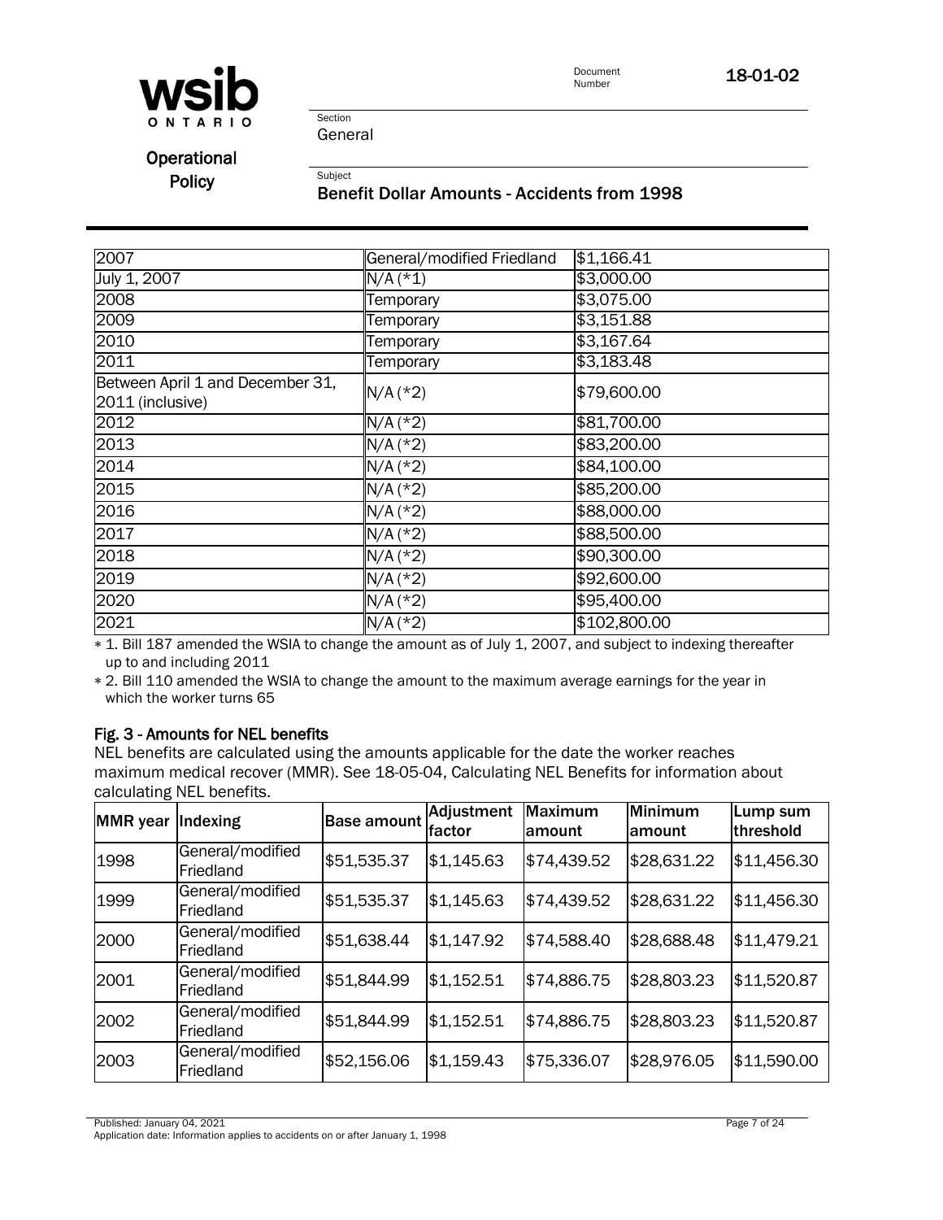| | | |
|---|---|---|
| 2007 | General/modified Friedland | $1,166.41 |
| July 1, 2007 | N/A (*1) | $3,000.00 |
| 2008 | Temporary | $3,075.00 |
| 2009 | Temporary | $3,151.88 |
| 2010 | Temporary | $3,167.64 |
| 2011 | Temporary | $3,183.48 |
| Between April 1 and December 31, 2011 (inclusive) | N/A (*2) | $79,600.00 |
| 2012 | N/A (*2) | $81,700.00 |
| 2013 | N/A (*2) | $83,200.00 |
| 2014 | N/A (*2) | $84,100.00 |
| 2015 | N/A (*2) | $85,200.00 |
| 2016 | N/A (*2) | $88,000.00 |
| 2017 | N/A (*2) | $88,500.00 |
| 2018 | N/A (*2) | $90,300.00 |
| 2019 | N/A (*2) | $92,600.00 |
| 2020 | N/A (*2) | $95,400.00 |
| 2021 | N/A (*2) | $102,800.00 |

- 1. Bill 187 amended the WSIA to change the amount as of July 1, 2007, and subject to indexing thereafter up to and including 2011
- 2. Bill 110 amended the WSIA to change the amount to the maximum average earnings for the year in which the worker turns 65

### Fig. 3 - Amounts for NEL benefits

NEL benefits are calculated using the amounts applicable for the date the worker reaches maximum medical recover (MMR). See 18-05-04, Calculating NEL Benefits for information about calculating NEL benefits.

| MMR year | Indexing | Base amount | Adjustment factor | Maximum amount | Minimum amount | Lump sum threshold |
|---|---|---|---|---|---|---|
| 1998 | General/modified Friedland | $51,535.37 | $1,145.63 | $74,439.52 | $28,631.22 | $11,456.30 |
| 1999 | General/modified Friedland | $51,535.37 | $1,145.63 | $74,439.52 | $28,631.22 | $11,456.30 |
| 2000 | General/modified Friedland | $51,638.44 | $1,147.92 | $74,588.40 | $28,688.48 | $11,479.21 |
| 2001 | General/modified Friedland | $51,844.99 | $1,152.51 | $74,886.75 | $28,803.23 | $11,520.87 |
| 2002 | General/modified Friedland | $51,844.99 | $1,152.51 | $74,886.75 | $28,803.23 | $11,520.87 |
| 2003 | General/modified Friedland | $52,156.06 | $1,159.43 | $75,336.07 | $28,976.05 | $11,590.00 |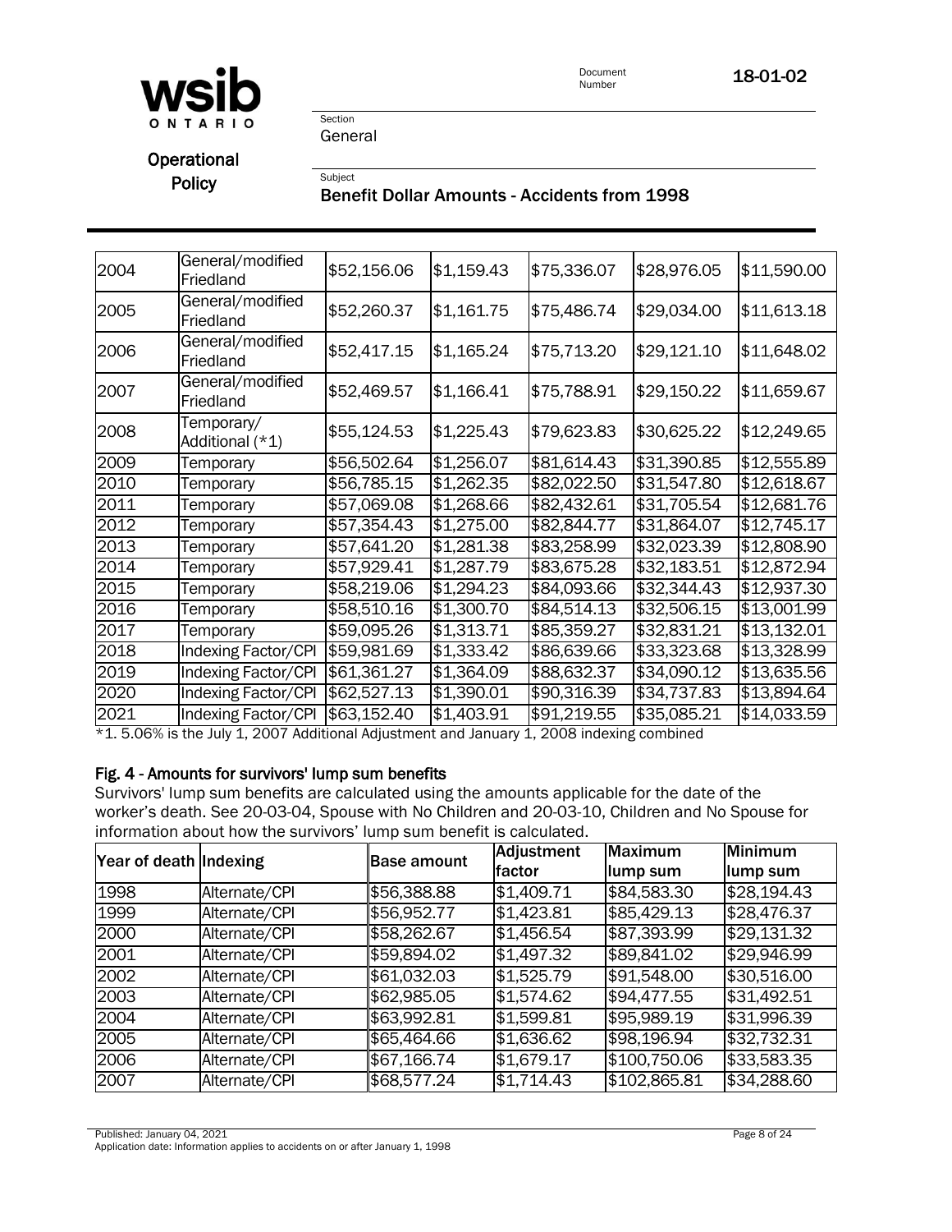| | | | | | | |
|---|---|---|---|---|---|---|
| 2004 | General/modified Friedland | $52,156.06 | $1,159.43 | $75,336.07 | $28,976.05 | $11,590.00 |
| 2005 | General/modified Friedland | $52,260.37 | $1,161.75 | $75,486.74 | $29,034.00 | $11,613.18 |
| 2006 | General/modified Friedland | $52,417.15 | $1,165.24 | $75,713.20 | $29,121.10 | $11,648.02 |
| 2007 | General/modified Friedland | $52,469.57 | $1,166.41 | $75,788.91 | $29,150.22 | $11,659.67 |
| 2008 | Temporary/ Additional (*1) | $55,124.53 | $1,225.43 | $79,623.83 | $30,625.22 | $12,249.65 |
| 2009 | Temporary | $56,502.64 | $1,256.07 | $81,614.43 | $31,390.85 | $12,555.89 |
| 2010 | Temporary | $56,785.15 | $1,262.35 | $82,022.50 | $31,547.80 | $12,618.67 |
| 2011 | Temporary | $57,069.08 | $1,268.66 | $82,432.61 | $31,705.54 | $12,681.76 |
| 2012 | Temporary | $57,354.43 | $1,275.00 | $82,844.77 | $31,864.07 | $12,745.17 |
| 2013 | Temporary | $57,641.20 | $1,281.38 | $83,258.99 | $32,023.39 | $12,808.90 |
| 2014 | Temporary | $57,929.41 | $1,287.79 | $83,675.28 | $32,183.51 | $12,872.94 |
| 2015 | Temporary | $58,219.06 | $1,294.23 | $84,093.66 | $32,344.43 | $12,937.30 |
| 2016 | Temporary | $58,510.16 | $1,300.70 | $84,514.13 | $32,506.15 | $13,001.99 |
| 2017 | Temporary | $59,095.26 | $1,313.71 | $85,359.27 | $32,831.21 | $13,132.01 |
| 2018 | Indexing Factor/CPI | $59,981.69 | $1,333.42 | $86,639.66 | $33,323.68 | $13,328.99 |
| 2019 | Indexing Factor/CPI | $61,361.27 | $1,364.09 | $88,632.37 | $34,090.12 | $13,635.56 |
| 2020 | Indexing Factor/CPI | $62,527.13 | $1,390.01 | $90,316.39 | $34,737.83 | $13,894.64 |
| 2021 | Indexing Factor/CPI | $63,152.40 | $1,403.91 | $91,219.55 | $35,085.21 | $14,033.59 |

*1. 5.06% is the July 1, 2007 Additional Adjustment and January 1, 2008 indexing combined

### Fig. 4 - Amounts for survivors' lump sum benefits

Survivors' lump sum benefits are calculated using the amounts applicable for the date of the worker's death. See 20-03-04, Spouse with No Children and 20-03-10, Children and No Spouse for information about how the survivors' lump sum benefit is calculated.

| Year of death | Indexing | Base amount | Adjustment factor | Maximum lump sum | Minimum lump sum |
|---|---|---|---|---|---|
| 1998 | Alternate/CPI | $56,388.88 | $1,409.71 | $84,583.30 | $28,194.43 |
| 1999 | Alternate/CPI | $56,952.77 | $1,423.81 | $85,429.13 | $28,476.37 |
| 2000 | Alternate/CPI | $58,262.67 | $1,456.54 | $87,393.99 | $29,131.32 |
| 2001 | Alternate/CPI | $59,894.02 | $1,497.32 | $89,841.02 | $29,946.99 |
| 2002 | Alternate/CPI | $61,032.03 | $1,525.79 | $91,548.00 | $30,516.00 |
| 2003 | Alternate/CPI | $62,985.05 | $1,574.62 | $94,477.55 | $31,492.51 |
| 2004 | Alternate/CPI | $63,992.81 | $1,599.81 | $95,989.19 | $31,996.39 |
| 2005 | Alternate/CPI | $65,464.66 | $1,636.62 | $98,196.94 | $32,732.31 |
| 2006 | Alternate/CPI | $67,166.74 | $1,679.17 | $100,750.06 | $33,583.35 |
| 2007 | Alternate/CPI | $68,577.24 | $1,714.43 | $102,865.81 | $34,288.60 |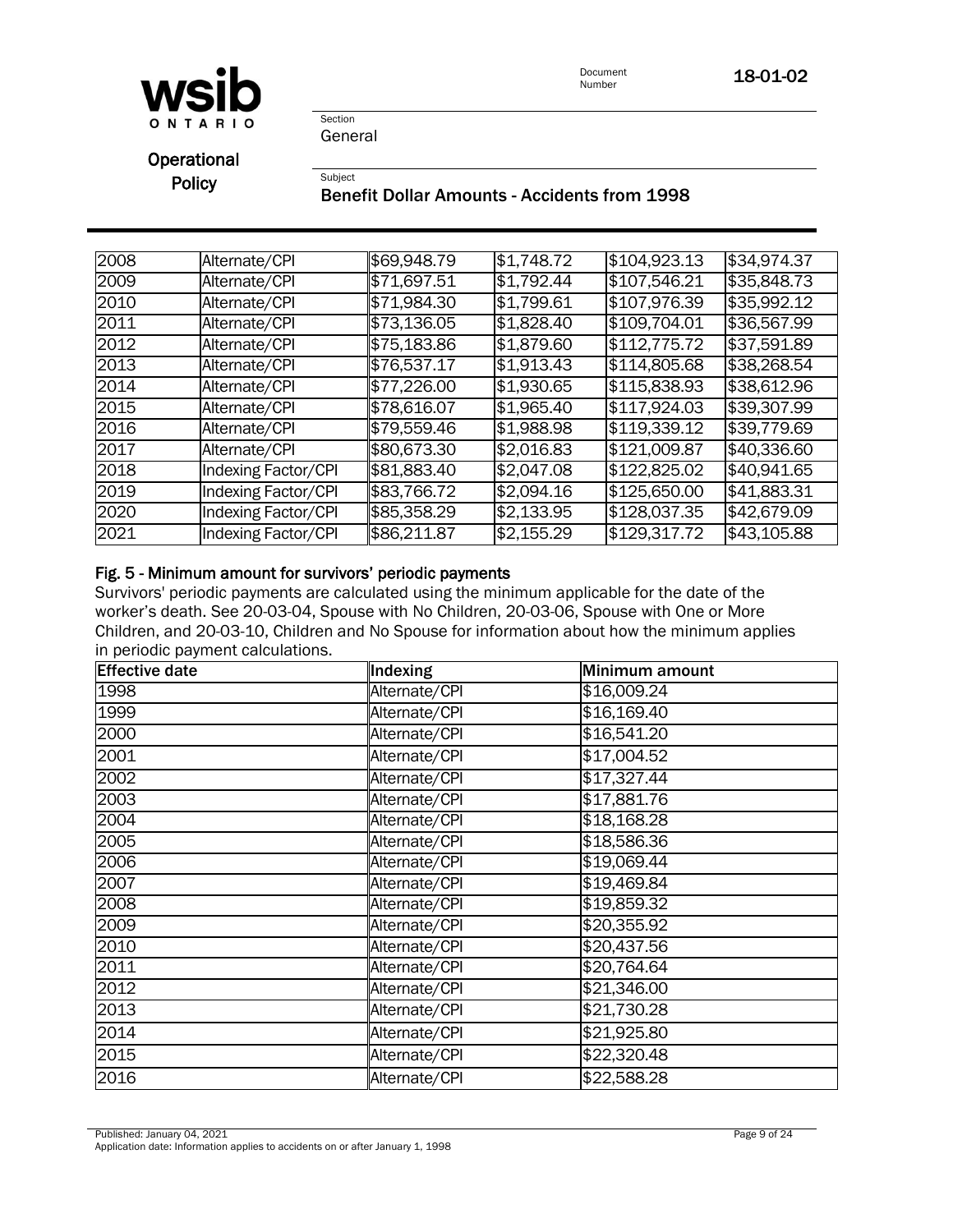| | | | | | |
|---|---|---|---|---|---|
| 2008 | Alternate/CPI | $69,948.79 | $1,748.72 | $104,923.13 | $34,974.37 |
| 2009 | Alternate/CPI | $71,697.51 | $1,792.44 | $107,546.21 | $35,848.73 |
| 2010 | Alternate/CPI | $71,984.30 | $1,799.61 | $107,976.39 | $35,992.12 |
| 2011 | Alternate/CPI | $73,136.05 | $1,828.40 | $109,704.01 | $36,567.99 |
| 2012 | Alternate/CPI | $75,183.86 | $1,879.60 | $112,775.72 | $37,591.89 |
| 2013 | Alternate/CPI | $76,537.17 | $1,913.43 | $114,805.68 | $38,268.54 |
| 2014 | Alternate/CPI | $77,226.00 | $1,930.65 | $115,838.93 | $38,612.96 |
| 2015 | Alternate/CPI | $78,616.07 | $1,965.40 | $117,924.03 | $39,307.99 |
| 2016 | Alternate/CPI | $79,559.46 | $1,988.98 | $119,339.12 | $39,779.69 |
| 2017 | Alternate/CPI | $80,673.30 | $2,016.83 | $121,009.87 | $40,336.60 |
| 2018 | Indexing Factor/CPI | $81,883.40 | $2,047.08 | $122,825.02 | $40,941.65 |
| 2019 | Indexing Factor/CPI | $83,766.72 | $2,094.16 | $125,650.00 | $41,883.31 |
| 2020 | Indexing Factor/CPI | $85,358.29 | $2,133.95 | $128,037.35 | $42,679.09 |
| 2021 | Indexing Factor/CPI | $86,211.87 | $2,155.29 | $129,317.72 | $43,105.88 |

### Fig. 5 - Minimum amount for survivors' periodic payments

Survivors' periodic payments are calculated using the minimum applicable for the date of the worker's death. See 20-03-04, Spouse with No Children, 20-03-06, Spouse with One or More Children, and 20-03-10, Children and No Spouse for information about how the minimum applies in periodic payment calculations.

| Effective date | Indexing | Minimum amount |
|---|---|---|
| 1998 | Alternate/CPI | $16,009.24 |
| 1999 | Alternate/CPI | $16,169.40 |
| 2000 | Alternate/CPI | $16,541.20 |
| 2001 | Alternate/CPI | $17,004.52 |
| 2002 | Alternate/CPI | $17,327.44 |
| 2003 | Alternate/CPI | $17,881.76 |
| 2004 | Alternate/CPI | $18,168.28 |
| 2005 | Alternate/CPI | $18,586.36 |
| 2006 | Alternate/CPI | $19,069.44 |
| 2007 | Alternate/CPI | $19,469.84 |
| 2008 | Alternate/CPI | $19,859.32 |
| 2009 | Alternate/CPI | $20,355.92 |
| 2010 | Alternate/CPI | $20,437.56 |
| 2011 | Alternate/CPI | $20,764.64 |
| 2012 | Alternate/CPI | $21,346.00 |
| 2013 | Alternate/CPI | $21,730.28 |
| 2014 | Alternate/CPI | $21,925.80 |
| 2015 | Alternate/CPI | $22,320.48 |
| 2016 | Alternate/CPI | $22,588.28 |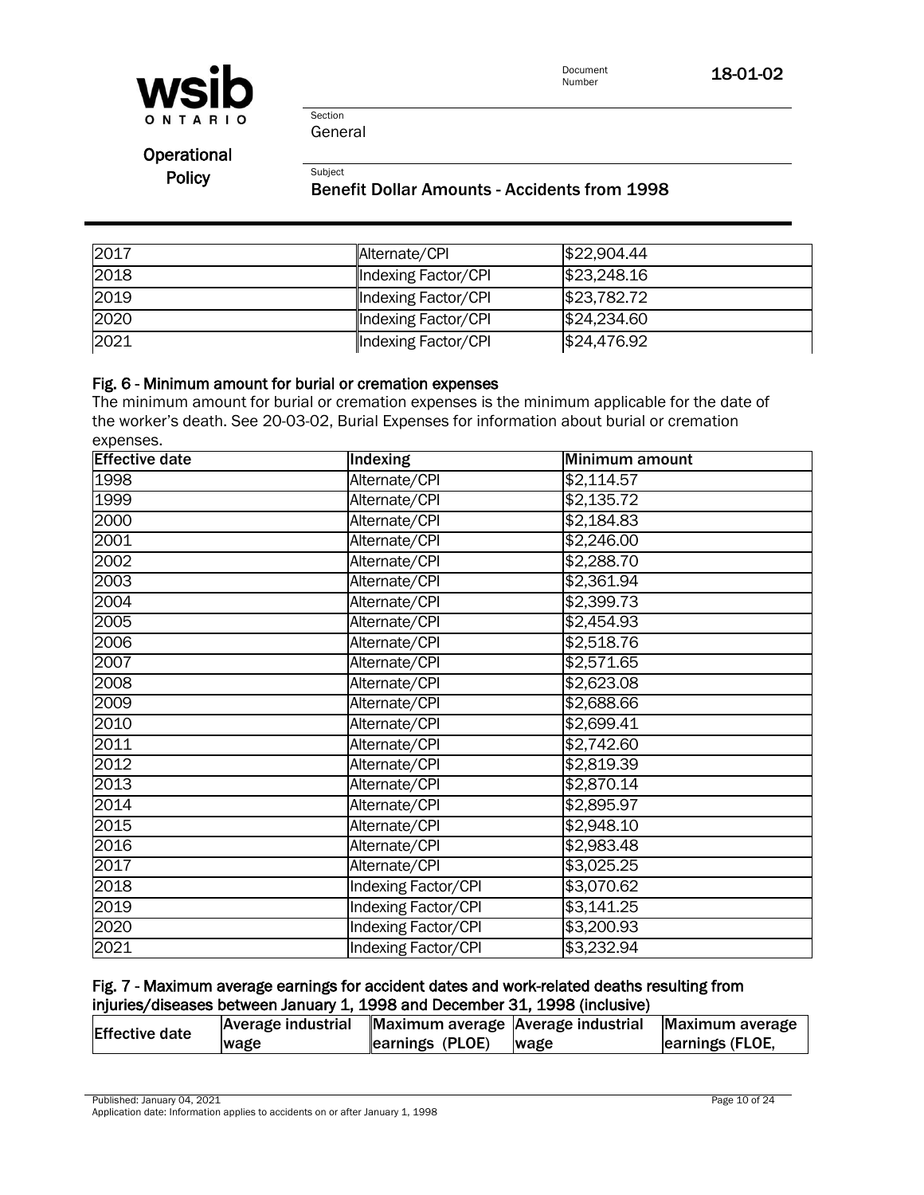| | | |
|---|---|---|
| 2017 | Alternate/CPI | $22,904.44 |
| 2018 | Indexing Factor/CPI | $23,248.16 |
| 2019 | Indexing Factor/CPI | $23,782.72 |
| 2020 | Indexing Factor/CPI | $24,234.60 |
| 2021 | Indexing Factor/CPI | $24,476.92 |

#### Fig. 6 - Minimum amount for burial or cremation expenses

The minimum amount for burial or cremation expenses is the minimum applicable for the date of the worker's death. See 20-03-02, Burial Expenses for information about burial or cremation expenses.

| Effective date | Indexing | Minimum amount |
|---|---|---|
| 1998 | Alternate/CPI | $2,114.57 |
| 1999 | Alternate/CPI | $2,135.72 |
| 2000 | Alternate/CPI | $2,184.83 |
| 2001 | Alternate/CPI | $2,246.00 |
| 2002 | Alternate/CPI | $2,288.70 |
| 2003 | Alternate/CPI | $2,361.94 |
| 2004 | Alternate/CPI | $2,399.73 |
| 2005 | Alternate/CPI | $2,454.93 |
| 2006 | Alternate/CPI | $2,518.76 |
| 2007 | Alternate/CPI | $2,571.65 |
| 2008 | Alternate/CPI | $2,623.08 |
| 2009 | Alternate/CPI | $2,688.66 |
| 2010 | Alternate/CPI | $2,699.41 |
| 2011 | Alternate/CPI | $2,742.60 |
| 2012 | Alternate/CPI | $2,819.39 |
| 2013 | Alternate/CPI | $2,870.14 |
| 2014 | Alternate/CPI | $2,895.97 |
| 2015 | Alternate/CPI | $2,948.10 |
| 2016 | Alternate/CPI | $2,983.48 |
| 2017 | Alternate/CPI | $3,025.25 |
| 2018 | Indexing Factor/CPI | $3,070.62 |
| 2019 | Indexing Factor/CPI | $3,141.25 |
| 2020 | Indexing Factor/CPI | $3,200.93 |
| 2021 | Indexing Factor/CPI | $3,232.94 |

#### Fig. 7 - Maximum average earnings for accident dates and work-related deaths resulting from injuries/diseases between January 1, 1998 and December 31, 1998 (inclusive)

| Effective date | Average industrial wage | Maximum average earnings (PLOE) | Average industrial wage | Maximum average earnings (FLOE, |
|---|---|---|---|---|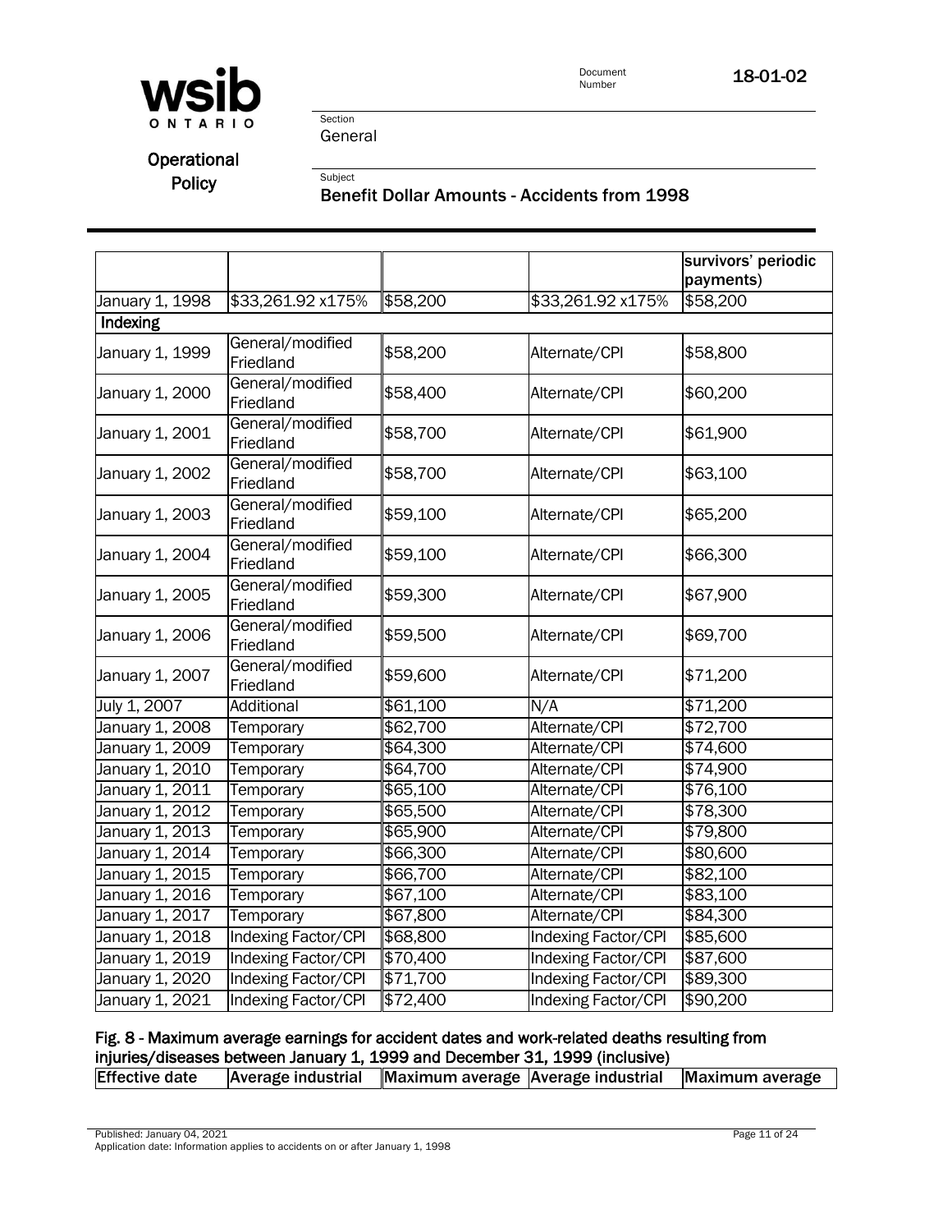| | | | | survivors' periodic payments) |
|---|---|---|---|---|
| January 1, 1998 | $33,261.92 x175% | $58,200 | $33,261.92 x175% | $58,200 |
| **Indexing** | | | | |
| January 1, 1999 | General/modified Friedland | $58,200 | Alternate/CPI | $58,800 |
| January 1, 2000 | General/modified Friedland | $58,400 | Alternate/CPI | $60,200 |
| January 1, 2001 | General/modified Friedland | $58,700 | Alternate/CPI | $61,900 |
| January 1, 2002 | General/modified Friedland | $58,700 | Alternate/CPI | $63,100 |
| January 1, 2003 | General/modified Friedland | $59,100 | Alternate/CPI | $65,200 |
| January 1, 2004 | General/modified Friedland | $59,100 | Alternate/CPI | $66,300 |
| January 1, 2005 | General/modified Friedland | $59,300 | Alternate/CPI | $67,900 |
| January 1, 2006 | General/modified Friedland | $59,500 | Alternate/CPI | $69,700 |
| January 1, 2007 | General/modified Friedland | $59,600 | Alternate/CPI | $71,200 |
| July 1, 2007 | Additional | $61,100 | N/A | $71,200 |
| January 1, 2008 | Temporary | $62,700 | Alternate/CPI | $72,700 |
| January 1, 2009 | Temporary | $64,300 | Alternate/CPI | $74,600 |
| January 1, 2010 | Temporary | $64,700 | Alternate/CPI | $74,900 |
| January 1, 2011 | Temporary | $65,100 | Alternate/CPI | $76,100 |
| January 1, 2012 | Temporary | $65,500 | Alternate/CPI | $78,300 |
| January 1, 2013 | Temporary | $65,900 | Alternate/CPI | $79,800 |
| January 1, 2014 | Temporary | $66,300 | Alternate/CPI | $80,600 |
| January 1, 2015 | Temporary | $66,700 | Alternate/CPI | $82,100 |
| January 1, 2016 | Temporary | $67,100 | Alternate/CPI | $83,100 |
| January 1, 2017 | Temporary | $67,800 | Alternate/CPI | $84,300 |
| January 1, 2018 | Indexing Factor/CPI | $68,800 | Indexing Factor/CPI | $85,600 |
| January 1, 2019 | Indexing Factor/CPI | $70,400 | Indexing Factor/CPI | $87,600 |
| January 1, 2020 | Indexing Factor/CPI | $71,700 | Indexing Factor/CPI | $89,300 |
| January 1, 2021 | Indexing Factor/CPI | $72,400 | Indexing Factor/CPI | $90,200 |

**Fig. 8 - Maximum average earnings for accident dates and work-related deaths resulting from injuries/diseases between January 1, 1999 and December 31, 1999 (inclusive)**

| Effective date | Average industrial | Maximum average | Average industrial | Maximum average |
|---|---|---|---|---|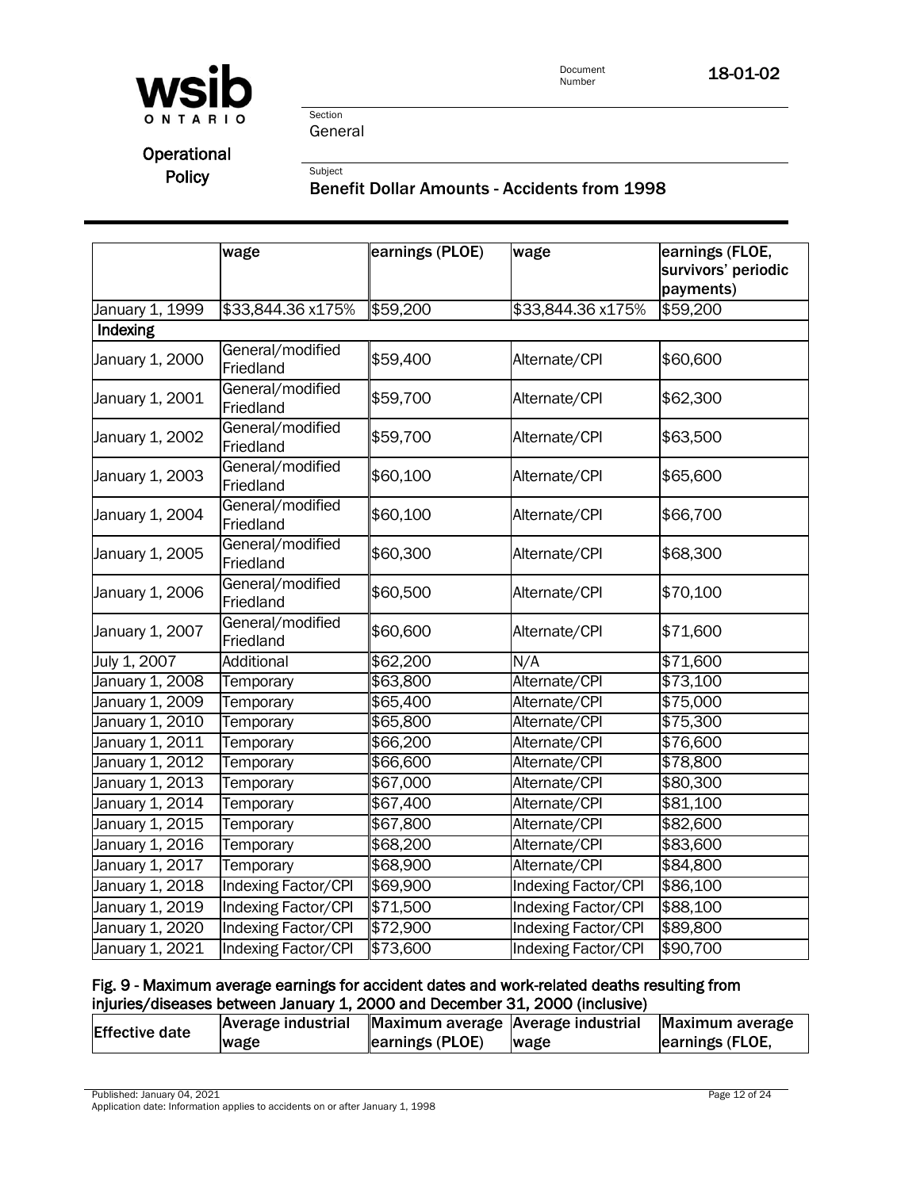| | wage | earnings (PLOE) | wage | earnings (FLOE, survivors' periodic payments) |
|---|---|---|---|---|
| January 1, 1999 | $33,844.36 x175% | $59,200 | $33,844.36 x175% | $59,200 |
| **Indexing** | | | | |
| January 1, 2000 | General/modified Friedland | $59,400 | Alternate/CPI | $60,600 |
| January 1, 2001 | General/modified Friedland | $59,700 | Alternate/CPI | $62,300 |
| January 1, 2002 | General/modified Friedland | $59,700 | Alternate/CPI | $63,500 |
| January 1, 2003 | General/modified Friedland | $60,100 | Alternate/CPI | $65,600 |
| January 1, 2004 | General/modified Friedland | $60,100 | Alternate/CPI | $66,700 |
| January 1, 2005 | General/modified Friedland | $60,300 | Alternate/CPI | $68,300 |
| January 1, 2006 | General/modified Friedland | $60,500 | Alternate/CPI | $70,100 |
| January 1, 2007 | General/modified Friedland | $60,600 | Alternate/CPI | $71,600 |
| July 1, 2007 | Additional | $62,200 | N/A | $71,600 |
| January 1, 2008 | Temporary | $63,800 | Alternate/CPI | $73,100 |
| January 1, 2009 | Temporary | $65,400 | Alternate/CPI | $75,000 |
| January 1, 2010 | Temporary | $65,800 | Alternate/CPI | $75,300 |
| January 1, 2011 | Temporary | $66,200 | Alternate/CPI | $76,600 |
| January 1, 2012 | Temporary | $66,600 | Alternate/CPI | $78,800 |
| January 1, 2013 | Temporary | $67,000 | Alternate/CPI | $80,300 |
| January 1, 2014 | Temporary | $67,400 | Alternate/CPI | $81,100 |
| January 1, 2015 | Temporary | $67,800 | Alternate/CPI | $82,600 |
| January 1, 2016 | Temporary | $68,200 | Alternate/CPI | $83,600 |
| January 1, 2017 | Temporary | $68,900 | Alternate/CPI | $84,800 |
| January 1, 2018 | Indexing Factor/CPI | $69,900 | Indexing Factor/CPI | $86,100 |
| January 1, 2019 | Indexing Factor/CPI | $71,500 | Indexing Factor/CPI | $88,100 |
| January 1, 2020 | Indexing Factor/CPI | $72,900 | Indexing Factor/CPI | $89,800 |
| January 1, 2021 | Indexing Factor/CPI | $73,600 | Indexing Factor/CPI | $90,700 |

**Fig. 9 - Maximum average earnings for accident dates and work-related deaths resulting from injuries/diseases between January 1, 2000 and December 31, 2000 (inclusive)**

| Effective date | Average industrial wage | Maximum average earnings (PLOE) | Average industrial wage | Maximum average earnings (FLOE, |
|---|---|---|---|---|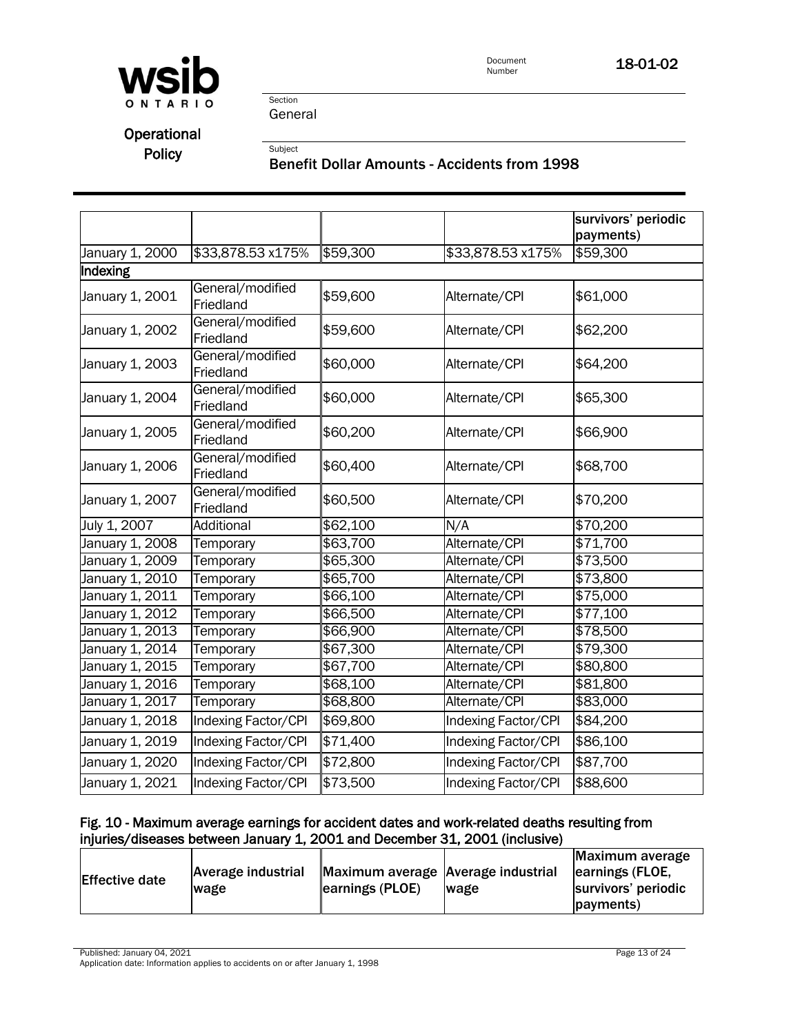| | | | | survivors' periodic payments) |
|---|---|---|---|---|
| January 1, 2000 | $33,878.53 x175% | $59,300 | $33,878.53 x175% | $59,300 |
| **Indexing** | | | | |
| January 1, 2001 | General/modified Friedland | $59,600 | Alternate/CPI | $61,000 |
| January 1, 2002 | General/modified Friedland | $59,600 | Alternate/CPI | $62,200 |
| January 1, 2003 | General/modified Friedland | $60,000 | Alternate/CPI | $64,200 |
| January 1, 2004 | General/modified Friedland | $60,000 | Alternate/CPI | $65,300 |
| January 1, 2005 | General/modified Friedland | $60,200 | Alternate/CPI | $66,900 |
| January 1, 2006 | General/modified Friedland | $60,400 | Alternate/CPI | $68,700 |
| January 1, 2007 | General/modified Friedland | $60,500 | Alternate/CPI | $70,200 |
| July 1, 2007 | Additional | $62,100 | N/A | $70,200 |
| January 1, 2008 | Temporary | $63,700 | Alternate/CPI | $71,700 |
| January 1, 2009 | Temporary | $65,300 | Alternate/CPI | $73,500 |
| January 1, 2010 | Temporary | $65,700 | Alternate/CPI | $73,800 |
| January 1, 2011 | Temporary | $66,100 | Alternate/CPI | $75,000 |
| January 1, 2012 | Temporary | $66,500 | Alternate/CPI | $77,100 |
| January 1, 2013 | Temporary | $66,900 | Alternate/CPI | $78,500 |
| January 1, 2014 | Temporary | $67,300 | Alternate/CPI | $79,300 |
| January 1, 2015 | Temporary | $67,700 | Alternate/CPI | $80,800 |
| January 1, 2016 | Temporary | $68,100 | Alternate/CPI | $81,800 |
| January 1, 2017 | Temporary | $68,800 | Alternate/CPI | $83,000 |
| January 1, 2018 | Indexing Factor/CPI | $69,800 | Indexing Factor/CPI | $84,200 |
| January 1, 2019 | Indexing Factor/CPI | $71,400 | Indexing Factor/CPI | $86,100 |
| January 1, 2020 | Indexing Factor/CPI | $72,800 | Indexing Factor/CPI | $87,700 |
| January 1, 2021 | Indexing Factor/CPI | $73,500 | Indexing Factor/CPI | $88,600 |

**Fig. 10 - Maximum average earnings for accident dates and work-related deaths resulting from injuries/diseases between January 1, 2001 and December 31, 2001 (inclusive)**

| Effective date | Average industrial wage | Maximum average earnings (PLOE) | Average industrial wage | Maximum average earnings (FLOE, survivors' periodic payments) |
|---|---|---|---|---|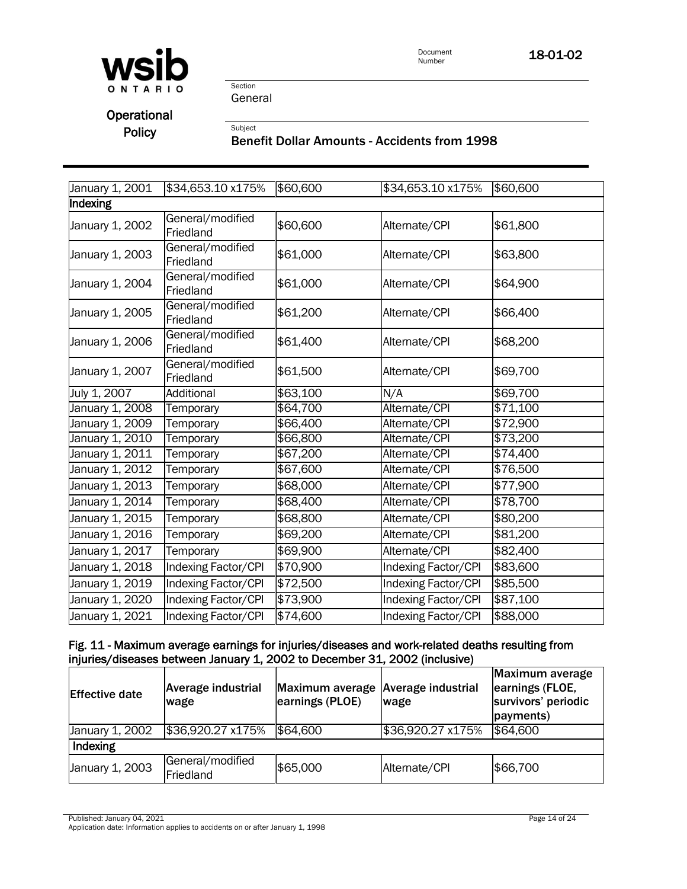| | | | | |
|---|---|---|---|---|
| January 1, 2001 | $34,653.10 x175% | $60,600 | $34,653.10 x175% | $60,600 |
| **Indexing** | | | | |
| January 1, 2002 | General/modified Friedland | $60,600 | Alternate/CPI | $61,800 |
| January 1, 2003 | General/modified Friedland | $61,000 | Alternate/CPI | $63,800 |
| January 1, 2004 | General/modified Friedland | $61,000 | Alternate/CPI | $64,900 |
| January 1, 2005 | General/modified Friedland | $61,200 | Alternate/CPI | $66,400 |
| January 1, 2006 | General/modified Friedland | $61,400 | Alternate/CPI | $68,200 |
| January 1, 2007 | General/modified Friedland | $61,500 | Alternate/CPI | $69,700 |
| July 1, 2007 | Additional | $63,100 | N/A | $69,700 |
| January 1, 2008 | Temporary | $64,700 | Alternate/CPI | $71,100 |
| January 1, 2009 | Temporary | $66,400 | Alternate/CPI | $72,900 |
| January 1, 2010 | Temporary | $66,800 | Alternate/CPI | $73,200 |
| January 1, 2011 | Temporary | $67,200 | Alternate/CPI | $74,400 |
| January 1, 2012 | Temporary | $67,600 | Alternate/CPI | $76,500 |
| January 1, 2013 | Temporary | $68,000 | Alternate/CPI | $77,900 |
| January 1, 2014 | Temporary | $68,400 | Alternate/CPI | $78,700 |
| January 1, 2015 | Temporary | $68,800 | Alternate/CPI | $80,200 |
| January 1, 2016 | Temporary | $69,200 | Alternate/CPI | $81,200 |
| January 1, 2017 | Temporary | $69,900 | Alternate/CPI | $82,400 |
| January 1, 2018 | Indexing Factor/CPI | $70,900 | Indexing Factor/CPI | $83,600 |
| January 1, 2019 | Indexing Factor/CPI | $72,500 | Indexing Factor/CPI | $85,500 |
| January 1, 2020 | Indexing Factor/CPI | $73,900 | Indexing Factor/CPI | $87,100 |
| January 1, 2021 | Indexing Factor/CPI | $74,600 | Indexing Factor/CPI | $88,000 |

**Fig. 11 - Maximum average earnings for injuries/diseases and work-related deaths resulting from injuries/diseases between January 1, 2002 to December 31, 2002 (inclusive)**

| Effective date | Average industrial wage | Maximum average earnings (PLOE) | Average industrial wage | Maximum average earnings (FLOE, survivors' periodic payments) |
|---|---|---|---|---|
| January 1, 2002 | $36,920.27 x175% | $64,600 | $36,920.27 x175% | $64,600 |
| **Indexing** | | | | |
| January 1, 2003 | General/modified Friedland | $65,000 | Alternate/CPI | $66,700 |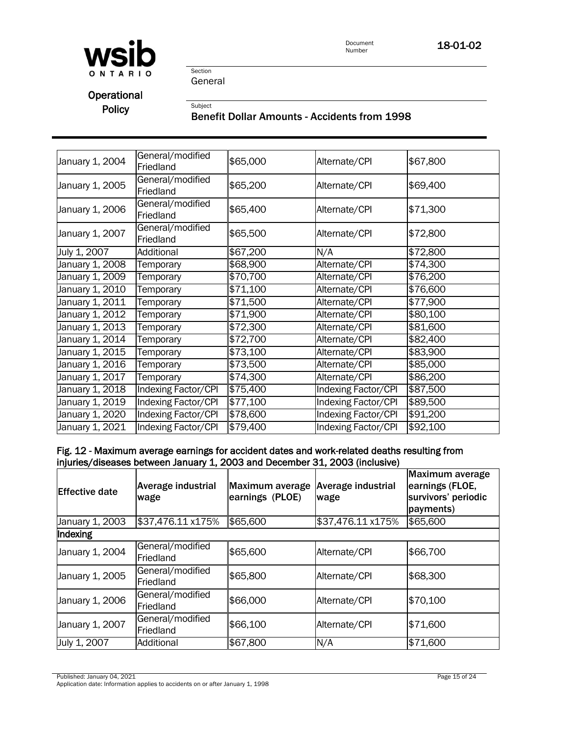| January 1, 2004 | General/modified Friedland | $65,000 | Alternate/CPI | $67,800 |
|---|---|---|---|---|
| January 1, 2005 | General/modified Friedland | $65,200 | Alternate/CPI | $69,400 |
| January 1, 2006 | General/modified Friedland | $65,400 | Alternate/CPI | $71,300 |
| January 1, 2007 | General/modified Friedland | $65,500 | Alternate/CPI | $72,800 |
| July 1, 2007 | Additional | $67,200 | N/A | $72,800 |
| January 1, 2008 | Temporary | $68,900 | Alternate/CPI | $74,300 |
| January 1, 2009 | Temporary | $70,700 | Alternate/CPI | $76,200 |
| January 1, 2010 | Temporary | $71,100 | Alternate/CPI | $76,600 |
| January 1, 2011 | Temporary | $71,500 | Alternate/CPI | $77,900 |
| January 1, 2012 | Temporary | $71,900 | Alternate/CPI | $80,100 |
| January 1, 2013 | Temporary | $72,300 | Alternate/CPI | $81,600 |
| January 1, 2014 | Temporary | $72,700 | Alternate/CPI | $82,400 |
| January 1, 2015 | Temporary | $73,100 | Alternate/CPI | $83,900 |
| January 1, 2016 | Temporary | $73,500 | Alternate/CPI | $85,000 |
| January 1, 2017 | Temporary | $74,300 | Alternate/CPI | $86,200 |
| January 1, 2018 | Indexing Factor/CPI | $75,400 | Indexing Factor/CPI | $87,500 |
| January 1, 2019 | Indexing Factor/CPI | $77,100 | Indexing Factor/CPI | $89,500 |
| January 1, 2020 | Indexing Factor/CPI | $78,600 | Indexing Factor/CPI | $91,200 |
| January 1, 2021 | Indexing Factor/CPI | $79,400 | Indexing Factor/CPI | $92,100 |

**Fig. 12 - Maximum average earnings for accident dates and work-related deaths resulting from injuries/diseases between January 1, 2003 and December 31, 2003 (inclusive)**

| Effective date | Average industrial wage | Maximum average earnings (PLOE) | Average industrial wage | Maximum average earnings (FLOE, survivors' periodic payments) |
|---|---|---|---|---|
| January 1, 2003 | $37,476.11 x175% | $65,600 | $37,476.11 x175% | $65,600 |
| **Indexing** | | | | |
| January 1, 2004 | General/modified Friedland | $65,600 | Alternate/CPI | $66,700 |
| January 1, 2005 | General/modified Friedland | $65,800 | Alternate/CPI | $68,300 |
| January 1, 2006 | General/modified Friedland | $66,000 | Alternate/CPI | $70,100 |
| January 1, 2007 | General/modified Friedland | $66,100 | Alternate/CPI | $71,600 |
| July 1, 2007 | Additional | $67,800 | N/A | $71,600 |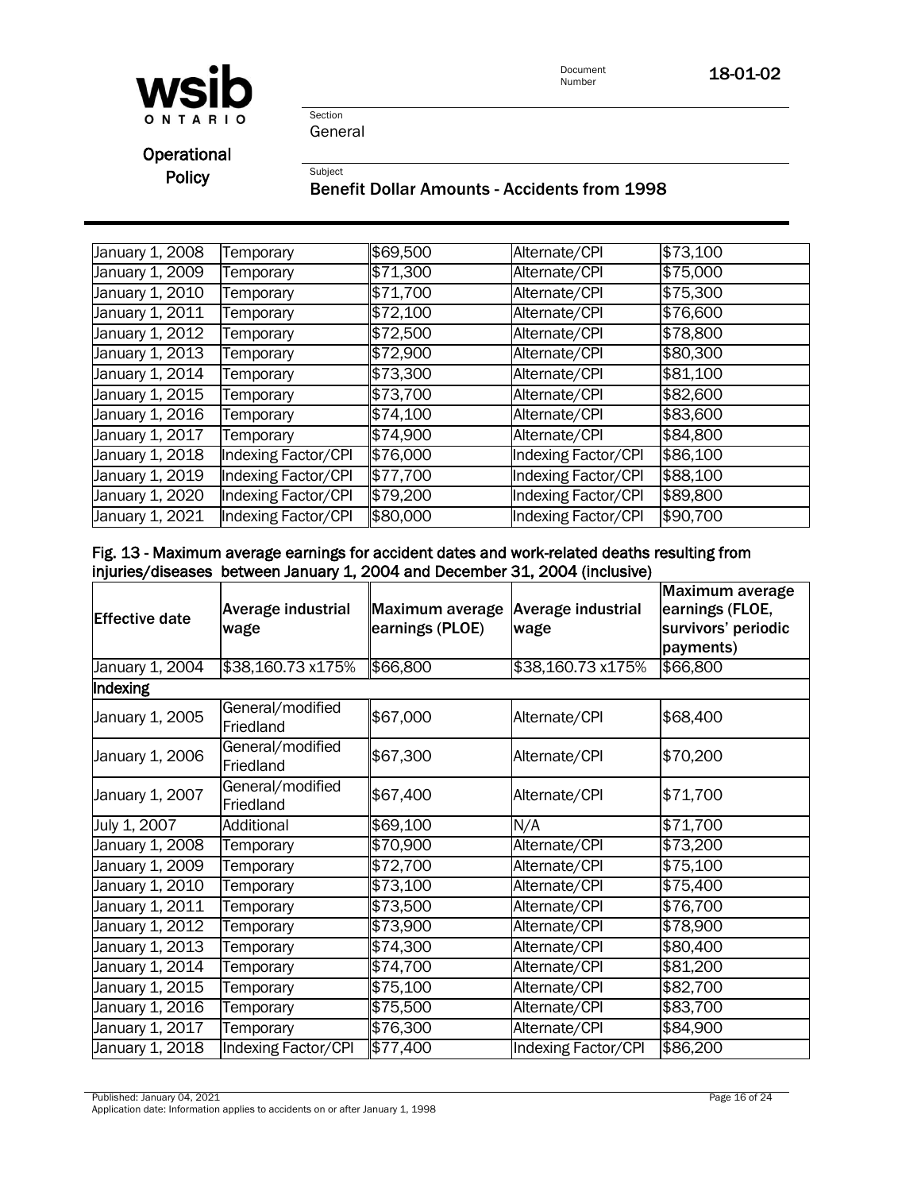| | | | | |
|---|---|---|---|---|
| January 1, 2008 | Temporary | \$69,500 | Alternate/CPI | \$73,100 |
| January 1, 2009 | Temporary | \$71,300 | Alternate/CPI | \$75,000 |
| January 1, 2010 | Temporary | \$71,700 | Alternate/CPI | \$75,300 |
| January 1, 2011 | Temporary | \$72,100 | Alternate/CPI | \$76,600 |
| January 1, 2012 | Temporary | \$72,500 | Alternate/CPI | \$78,800 |
| January 1, 2013 | Temporary | \$72,900 | Alternate/CPI | \$80,300 |
| January 1, 2014 | Temporary | \$73,300 | Alternate/CPI | \$81,100 |
| January 1, 2015 | Temporary | \$73,700 | Alternate/CPI | \$82,600 |
| January 1, 2016 | Temporary | \$74,100 | Alternate/CPI | \$83,600 |
| January 1, 2017 | Temporary | \$74,900 | Alternate/CPI | \$84,800 |
| January 1, 2018 | Indexing Factor/CPI | \$76,000 | Indexing Factor/CPI | \$86,100 |
| January 1, 2019 | Indexing Factor/CPI | \$77,700 | Indexing Factor/CPI | \$88,100 |
| January 1, 2020 | Indexing Factor/CPI | \$79,200 | Indexing Factor/CPI | \$89,800 |
| January 1, 2021 | Indexing Factor/CPI | \$80,000 | Indexing Factor/CPI | \$90,700 |

**Fig. 13 - Maximum average earnings for accident dates and work-related deaths resulting from injuries/diseases between January 1, 2004 and December 31, 2004 (inclusive)**

| Effective date | Average industrial wage | Maximum average earnings (PLOE) | Average industrial wage | Maximum average earnings (FLOE, survivors' periodic payments) |
|---|---|---|---|---|
| January 1, 2004 | \$38,160.73 x175% | \$66,800 | \$38,160.73 x175% | \$66,800 |
| **Indexing** | | | | |
| January 1, 2005 | General/modified Friedland | \$67,000 | Alternate/CPI | \$68,400 |
| January 1, 2006 | General/modified Friedland | \$67,300 | Alternate/CPI | \$70,200 |
| January 1, 2007 | General/modified Friedland | \$67,400 | Alternate/CPI | \$71,700 |
| July 1, 2007 | Additional | \$69,100 | N/A | \$71,700 |
| January 1, 2008 | Temporary | \$70,900 | Alternate/CPI | \$73,200 |
| January 1, 2009 | Temporary | \$72,700 | Alternate/CPI | \$75,100 |
| January 1, 2010 | Temporary | \$73,100 | Alternate/CPI | \$75,400 |
| January 1, 2011 | Temporary | \$73,500 | Alternate/CPI | \$76,700 |
| January 1, 2012 | Temporary | \$73,900 | Alternate/CPI | \$78,900 |
| January 1, 2013 | Temporary | \$74,300 | Alternate/CPI | \$80,400 |
| January 1, 2014 | Temporary | \$74,700 | Alternate/CPI | \$81,200 |
| January 1, 2015 | Temporary | \$75,100 | Alternate/CPI | \$82,700 |
| January 1, 2016 | Temporary | \$75,500 | Alternate/CPI | \$83,700 |
| January 1, 2017 | Temporary | \$76,300 | Alternate/CPI | \$84,900 |
| January 1, 2018 | Indexing Factor/CPI | \$77,400 | Indexing Factor/CPI | \$86,200 |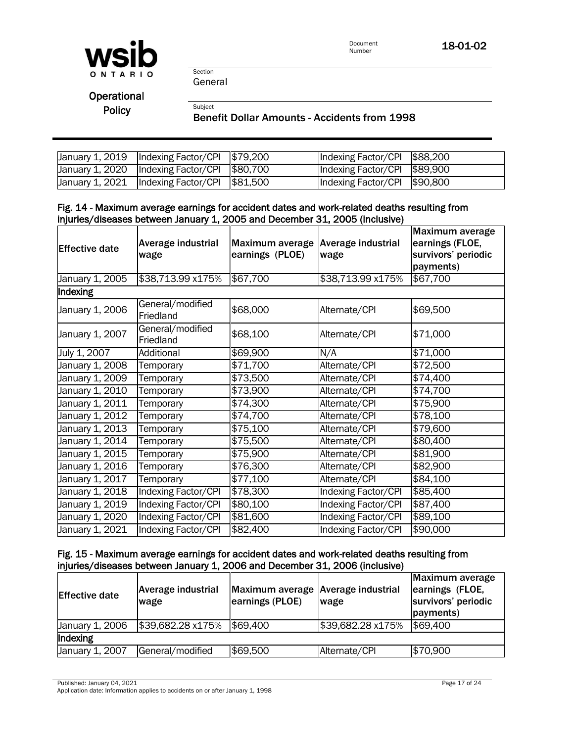| | | | | |
|---|---|---|---|---|
| January 1, 2019 | Indexing Factor/CPI | $79,200 | Indexing Factor/CPI | $88,200 |
| January 1, 2020 | Indexing Factor/CPI | $80,700 | Indexing Factor/CPI | $89,900 |
| January 1, 2021 | Indexing Factor/CPI | $81,500 | Indexing Factor/CPI | $90,800 |

**Fig. 14 - Maximum average earnings for accident dates and work-related deaths resulting from injuries/diseases between January 1, 2005 and December 31, 2005 (inclusive)**

| Effective date | Average industrial wage | Maximum average earnings (PLOE) | Average industrial wage | Maximum average earnings (FLOE, survivors' periodic payments) |
|---|---|---|---|---|
| January 1, 2005 | $38,713.99 x175% | $67,700 | $38,713.99 x175% | $67,700 |
| **Indexing** | | | | |
| January 1, 2006 | General/modified Friedland | $68,000 | Alternate/CPI | $69,500 |
| January 1, 2007 | General/modified Friedland | $68,100 | Alternate/CPI | $71,000 |
| July 1, 2007 | Additional | $69,900 | N/A | $71,000 |
| January 1, 2008 | Temporary | $71,700 | Alternate/CPI | $72,500 |
| January 1, 2009 | Temporary | $73,500 | Alternate/CPI | $74,400 |
| January 1, 2010 | Temporary | $73,900 | Alternate/CPI | $74,700 |
| January 1, 2011 | Temporary | $74,300 | Alternate/CPI | $75,900 |
| January 1, 2012 | Temporary | $74,700 | Alternate/CPI | $78,100 |
| January 1, 2013 | Temporary | $75,100 | Alternate/CPI | $79,600 |
| January 1, 2014 | Temporary | $75,500 | Alternate/CPI | $80,400 |
| January 1, 2015 | Temporary | $75,900 | Alternate/CPI | $81,900 |
| January 1, 2016 | Temporary | $76,300 | Alternate/CPI | $82,900 |
| January 1, 2017 | Temporary | $77,100 | Alternate/CPI | $84,100 |
| January 1, 2018 | Indexing Factor/CPI | $78,300 | Indexing Factor/CPI | $85,400 |
| January 1, 2019 | Indexing Factor/CPI | $80,100 | Indexing Factor/CPI | $87,400 |
| January 1, 2020 | Indexing Factor/CPI | $81,600 | Indexing Factor/CPI | $89,100 |
| January 1, 2021 | Indexing Factor/CPI | $82,400 | Indexing Factor/CPI | $90,000 |

**Fig. 15 - Maximum average earnings for accident dates and work-related deaths resulting from injuries/diseases between January 1, 2006 and December 31, 2006 (inclusive)**

| Effective date | Average industrial wage | Maximum average earnings (PLOE) | Average industrial wage | Maximum average earnings (FLOE, survivors' periodic payments) |
|---|---|---|---|---|
| January 1, 2006 | $39,682.28 x175% | $69,400 | $39,682.28 x175% | $69,400 |
| **Indexing** | | | | |
| January 1, 2007 | General/modified | $69,500 | Alternate/CPI | $70,900 |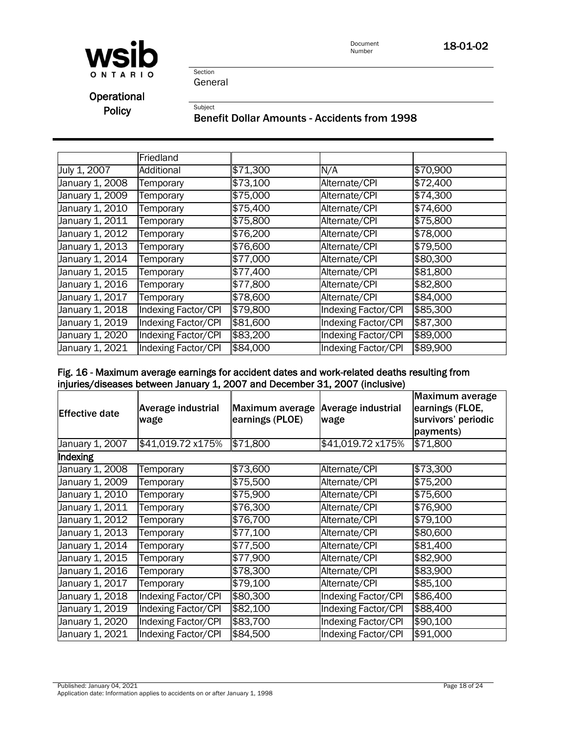| | Friedland | | | |
|---|---|---|---|---|
| July 1, 2007 | Additional | $71,300 | N/A | $70,900 |
| January 1, 2008 | Temporary | $73,100 | Alternate/CPI | $72,400 |
| January 1, 2009 | Temporary | $75,000 | Alternate/CPI | $74,300 |
| January 1, 2010 | Temporary | $75,400 | Alternate/CPI | $74,600 |
| January 1, 2011 | Temporary | $75,800 | Alternate/CPI | $75,800 |
| January 1, 2012 | Temporary | $76,200 | Alternate/CPI | $78,000 |
| January 1, 2013 | Temporary | $76,600 | Alternate/CPI | $79,500 |
| January 1, 2014 | Temporary | $77,000 | Alternate/CPI | $80,300 |
| January 1, 2015 | Temporary | $77,400 | Alternate/CPI | $81,800 |
| January 1, 2016 | Temporary | $77,800 | Alternate/CPI | $82,800 |
| January 1, 2017 | Temporary | $78,600 | Alternate/CPI | $84,000 |
| January 1, 2018 | Indexing Factor/CPI | $79,800 | Indexing Factor/CPI | $85,300 |
| January 1, 2019 | Indexing Factor/CPI | $81,600 | Indexing Factor/CPI | $87,300 |
| January 1, 2020 | Indexing Factor/CPI | $83,200 | Indexing Factor/CPI | $89,000 |
| January 1, 2021 | Indexing Factor/CPI | $84,000 | Indexing Factor/CPI | $89,900 |

**Fig. 16 - Maximum average earnings for accident dates and work-related deaths resulting from injuries/diseases between January 1, 2007 and December 31, 2007 (inclusive)**

| Effective date | Average industrial wage | Maximum average earnings (PLOE) | Average industrial wage | Maximum average earnings (FLOE, survivors' periodic payments) |
|---|---|---|---|---|
| January 1, 2007 | $41,019.72 x175% | $71,800 | $41,019.72 x175% | $71,800 |
| **Indexing** | | | | |
| January 1, 2008 | Temporary | $73,600 | Alternate/CPI | $73,300 |
| January 1, 2009 | Temporary | $75,500 | Alternate/CPI | $75,200 |
| January 1, 2010 | Temporary | $75,900 | Alternate/CPI | $75,600 |
| January 1, 2011 | Temporary | $76,300 | Alternate/CPI | $76,900 |
| January 1, 2012 | Temporary | $76,700 | Alternate/CPI | $79,100 |
| January 1, 2013 | Temporary | $77,100 | Alternate/CPI | $80,600 |
| January 1, 2014 | Temporary | $77,500 | Alternate/CPI | $81,400 |
| January 1, 2015 | Temporary | $77,900 | Alternate/CPI | $82,900 |
| January 1, 2016 | Temporary | $78,300 | Alternate/CPI | $83,900 |
| January 1, 2017 | Temporary | $79,100 | Alternate/CPI | $85,100 |
| January 1, 2018 | Indexing Factor/CPI | $80,300 | Indexing Factor/CPI | $86,400 |
| January 1, 2019 | Indexing Factor/CPI | $82,100 | Indexing Factor/CPI | $88,400 |
| January 1, 2020 | Indexing Factor/CPI | $83,700 | Indexing Factor/CPI | $90,100 |
| January 1, 2021 | Indexing Factor/CPI | $84,500 | Indexing Factor/CPI | $91,000 |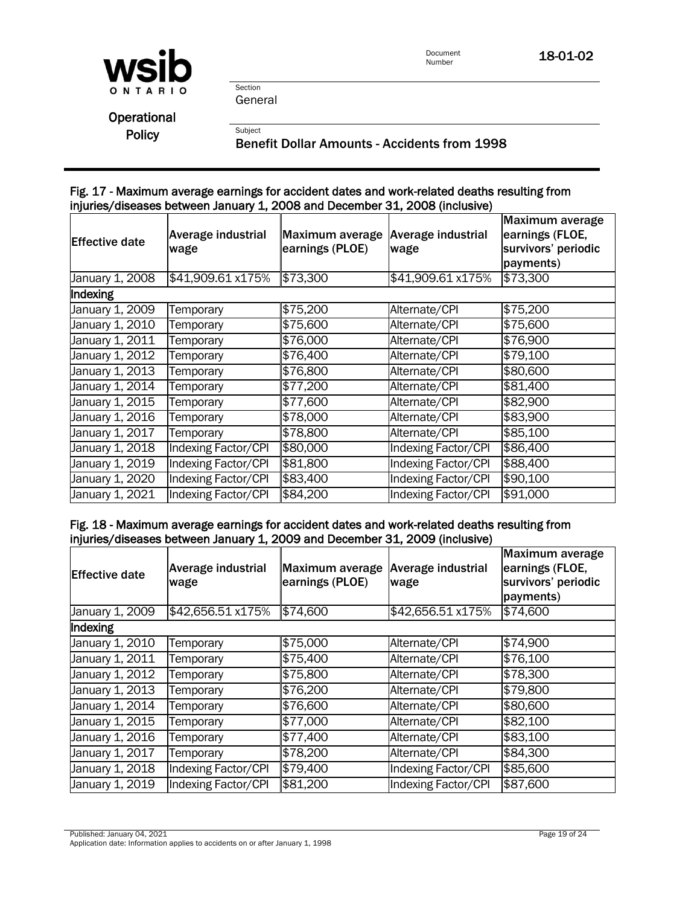### Fig. 17 - Maximum average earnings for accident dates and work-related deaths resulting from injuries/diseases between January 1, 2008 and December 31, 2008 (inclusive)

| Effective date | Average industrial wage | Maximum average earnings (PLOE) | Average industrial wage | Maximum average earnings (FLOE, survivors' periodic payments) |
|---|---|---|---|---|
| January 1, 2008 | $41,909.61 x175% | $73,300 | $41,909.61 x175% | $73,300 |
| **Indexing** | | | | |
| January 1, 2009 | Temporary | $75,200 | Alternate/CPI | $75,200 |
| January 1, 2010 | Temporary | $75,600 | Alternate/CPI | $75,600 |
| January 1, 2011 | Temporary | $76,000 | Alternate/CPI | $76,900 |
| January 1, 2012 | Temporary | $76,400 | Alternate/CPI | $79,100 |
| January 1, 2013 | Temporary | $76,800 | Alternate/CPI | $80,600 |
| January 1, 2014 | Temporary | $77,200 | Alternate/CPI | $81,400 |
| January 1, 2015 | Temporary | $77,600 | Alternate/CPI | $82,900 |
| January 1, 2016 | Temporary | $78,000 | Alternate/CPI | $83,900 |
| January 1, 2017 | Temporary | $78,800 | Alternate/CPI | $85,100 |
| January 1, 2018 | Indexing Factor/CPI | $80,000 | Indexing Factor/CPI | $86,400 |
| January 1, 2019 | Indexing Factor/CPI | $81,800 | Indexing Factor/CPI | $88,400 |
| January 1, 2020 | Indexing Factor/CPI | $83,400 | Indexing Factor/CPI | $90,100 |
| January 1, 2021 | Indexing Factor/CPI | $84,200 | Indexing Factor/CPI | $91,000 |

### Fig. 18 - Maximum average earnings for accident dates and work-related deaths resulting from injuries/diseases between January 1, 2009 and December 31, 2009 (inclusive)

| Effective date | Average industrial wage | Maximum average earnings (PLOE) | Average industrial wage | Maximum average earnings (FLOE, survivors' periodic payments) |
|---|---|---|---|---|
| January 1, 2009 | $42,656.51 x175% | $74,600 | $42,656.51 x175% | $74,600 |
| **Indexing** | | | | |
| January 1, 2010 | Temporary | $75,000 | Alternate/CPI | $74,900 |
| January 1, 2011 | Temporary | $75,400 | Alternate/CPI | $76,100 |
| January 1, 2012 | Temporary | $75,800 | Alternate/CPI | $78,300 |
| January 1, 2013 | Temporary | $76,200 | Alternate/CPI | $79,800 |
| January 1, 2014 | Temporary | $76,600 | Alternate/CPI | $80,600 |
| January 1, 2015 | Temporary | $77,000 | Alternate/CPI | $82,100 |
| January 1, 2016 | Temporary | $77,400 | Alternate/CPI | $83,100 |
| January 1, 2017 | Temporary | $78,200 | Alternate/CPI | $84,300 |
| January 1, 2018 | Indexing Factor/CPI | $79,400 | Indexing Factor/CPI | $85,600 |
| January 1, 2019 | Indexing Factor/CPI | $81,200 | Indexing Factor/CPI | $87,600 |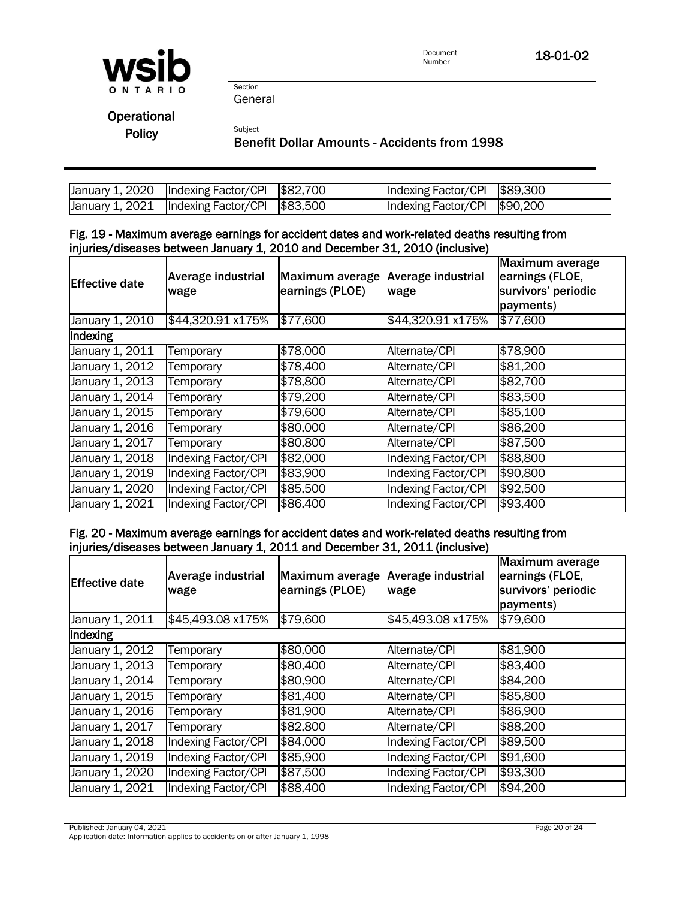| January 1, 2020 | Indexing Factor/CPI | $82,700 | Indexing Factor/CPI | $89,300 |
|---|---|---|---|---|
| January 1, 2021 | Indexing Factor/CPI | $83,500 | Indexing Factor/CPI | $90,200 |

### Fig. 19 - Maximum average earnings for accident dates and work-related deaths resulting from injuries/diseases between January 1, 2010 and December 31, 2010 (inclusive)

| Effective date | Average industrial wage | Maximum average earnings (PLOE) | Average industrial wage | Maximum average earnings (FLOE, survivors' periodic payments) |
|---|---|---|---|---|
| January 1, 2010 | $44,320.91 x175% | $77,600 | $44,320.91 x175% | $77,600 |
| Indexing | | | | |
| January 1, 2011 | Temporary | $78,000 | Alternate/CPI | $78,900 |
| January 1, 2012 | Temporary | $78,400 | Alternate/CPI | $81,200 |
| January 1, 2013 | Temporary | $78,800 | Alternate/CPI | $82,700 |
| January 1, 2014 | Temporary | $79,200 | Alternate/CPI | $83,500 |
| January 1, 2015 | Temporary | $79,600 | Alternate/CPI | $85,100 |
| January 1, 2016 | Temporary | $80,000 | Alternate/CPI | $86,200 |
| January 1, 2017 | Temporary | $80,800 | Alternate/CPI | $87,500 |
| January 1, 2018 | Indexing Factor/CPI | $82,000 | Indexing Factor/CPI | $88,800 |
| January 1, 2019 | Indexing Factor/CPI | $83,900 | Indexing Factor/CPI | $90,800 |
| January 1, 2020 | Indexing Factor/CPI | $85,500 | Indexing Factor/CPI | $92,500 |
| January 1, 2021 | Indexing Factor/CPI | $86,400 | Indexing Factor/CPI | $93,400 |

### Fig. 20 - Maximum average earnings for accident dates and work-related deaths resulting from injuries/diseases between January 1, 2011 and December 31, 2011 (inclusive)

| Effective date | Average industrial wage | Maximum average earnings (PLOE) | Average industrial wage | Maximum average earnings (FLOE, survivors' periodic payments) |
|---|---|---|---|---|
| January 1, 2011 | $45,493.08 x175% | $79,600 | $45,493.08 x175% | $79,600 |
| Indexing | | | | |
| January 1, 2012 | Temporary | $80,000 | Alternate/CPI | $81,900 |
| January 1, 2013 | Temporary | $80,400 | Alternate/CPI | $83,400 |
| January 1, 2014 | Temporary | $80,900 | Alternate/CPI | $84,200 |
| January 1, 2015 | Temporary | $81,400 | Alternate/CPI | $85,800 |
| January 1, 2016 | Temporary | $81,900 | Alternate/CPI | $86,900 |
| January 1, 2017 | Temporary | $82,800 | Alternate/CPI | $88,200 |
| January 1, 2018 | Indexing Factor/CPI | $84,000 | Indexing Factor/CPI | $89,500 |
| January 1, 2019 | Indexing Factor/CPI | $85,900 | Indexing Factor/CPI | $91,600 |
| January 1, 2020 | Indexing Factor/CPI | $87,500 | Indexing Factor/CPI | $93,300 |
| January 1, 2021 | Indexing Factor/CPI | $88,400 | Indexing Factor/CPI | $94,200 |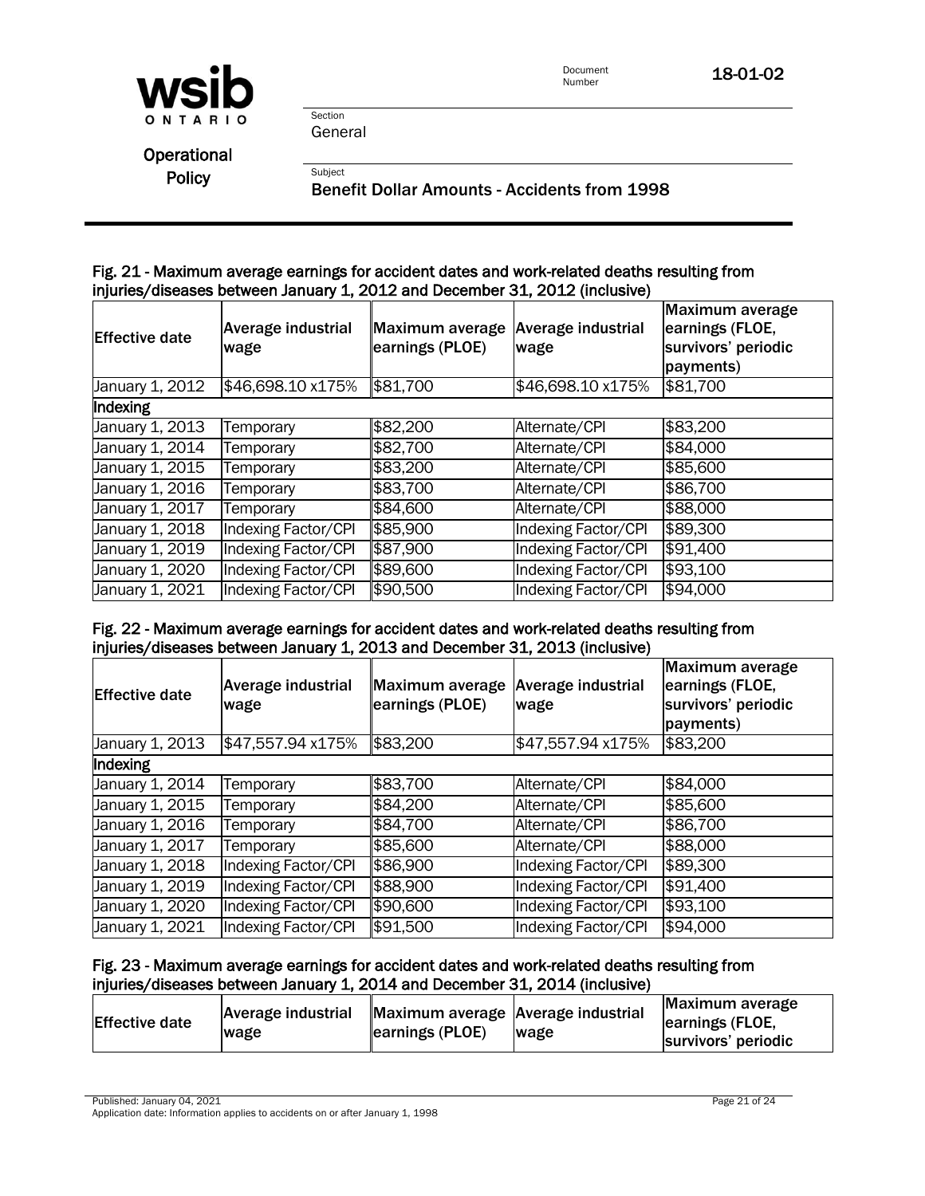### Fig. 21 - Maximum average earnings for accident dates and work-related deaths resulting from injuries/diseases between January 1, 2012 and December 31, 2012 (inclusive)

| Effective date | Average industrial wage | Maximum average earnings (PLOE) | Average industrial wage | Maximum average earnings (FLOE, survivors' periodic payments) |
|---|---|---|---|---|
| January 1, 2012 | $46,698.10 x175% | $81,700 | $46,698.10 x175% | $81,700 |
| **Indexing** | | | | |
| January 1, 2013 | Temporary | $82,200 | Alternate/CPI | $83,200 |
| January 1, 2014 | Temporary | $82,700 | Alternate/CPI | $84,000 |
| January 1, 2015 | Temporary | $83,200 | Alternate/CPI | $85,600 |
| January 1, 2016 | Temporary | $83,700 | Alternate/CPI | $86,700 |
| January 1, 2017 | Temporary | $84,600 | Alternate/CPI | $88,000 |
| January 1, 2018 | Indexing Factor/CPI | $85,900 | Indexing Factor/CPI | $89,300 |
| January 1, 2019 | Indexing Factor/CPI | $87,900 | Indexing Factor/CPI | $91,400 |
| January 1, 2020 | Indexing Factor/CPI | $89,600 | Indexing Factor/CPI | $93,100 |
| January 1, 2021 | Indexing Factor/CPI | $90,500 | Indexing Factor/CPI | $94,000 |

### Fig. 22 - Maximum average earnings for accident dates and work-related deaths resulting from injuries/diseases between January 1, 2013 and December 31, 2013 (inclusive)

| Effective date | Average industrial wage | Maximum average earnings (PLOE) | Average industrial wage | Maximum average earnings (FLOE, survivors' periodic payments) |
|---|---|---|---|---|
| January 1, 2013 | $47,557.94 x175% | $83,200 | $47,557.94 x175% | $83,200 |
| **Indexing** | | | | |
| January 1, 2014 | Temporary | $83,700 | Alternate/CPI | $84,000 |
| January 1, 2015 | Temporary | $84,200 | Alternate/CPI | $85,600 |
| January 1, 2016 | Temporary | $84,700 | Alternate/CPI | $86,700 |
| January 1, 2017 | Temporary | $85,600 | Alternate/CPI | $88,000 |
| January 1, 2018 | Indexing Factor/CPI | $86,900 | Indexing Factor/CPI | $89,300 |
| January 1, 2019 | Indexing Factor/CPI | $88,900 | Indexing Factor/CPI | $91,400 |
| January 1, 2020 | Indexing Factor/CPI | $90,600 | Indexing Factor/CPI | $93,100 |
| January 1, 2021 | Indexing Factor/CPI | $91,500 | Indexing Factor/CPI | $94,000 |

### Fig. 23 - Maximum average earnings for accident dates and work-related deaths resulting from injuries/diseases between January 1, 2014 and December 31, 2014 (inclusive)

| Effective date | Average industrial wage | Maximum average earnings (PLOE) | Average industrial wage | Maximum average earnings (FLOE, survivors' periodic |
|---|---|---|---|---|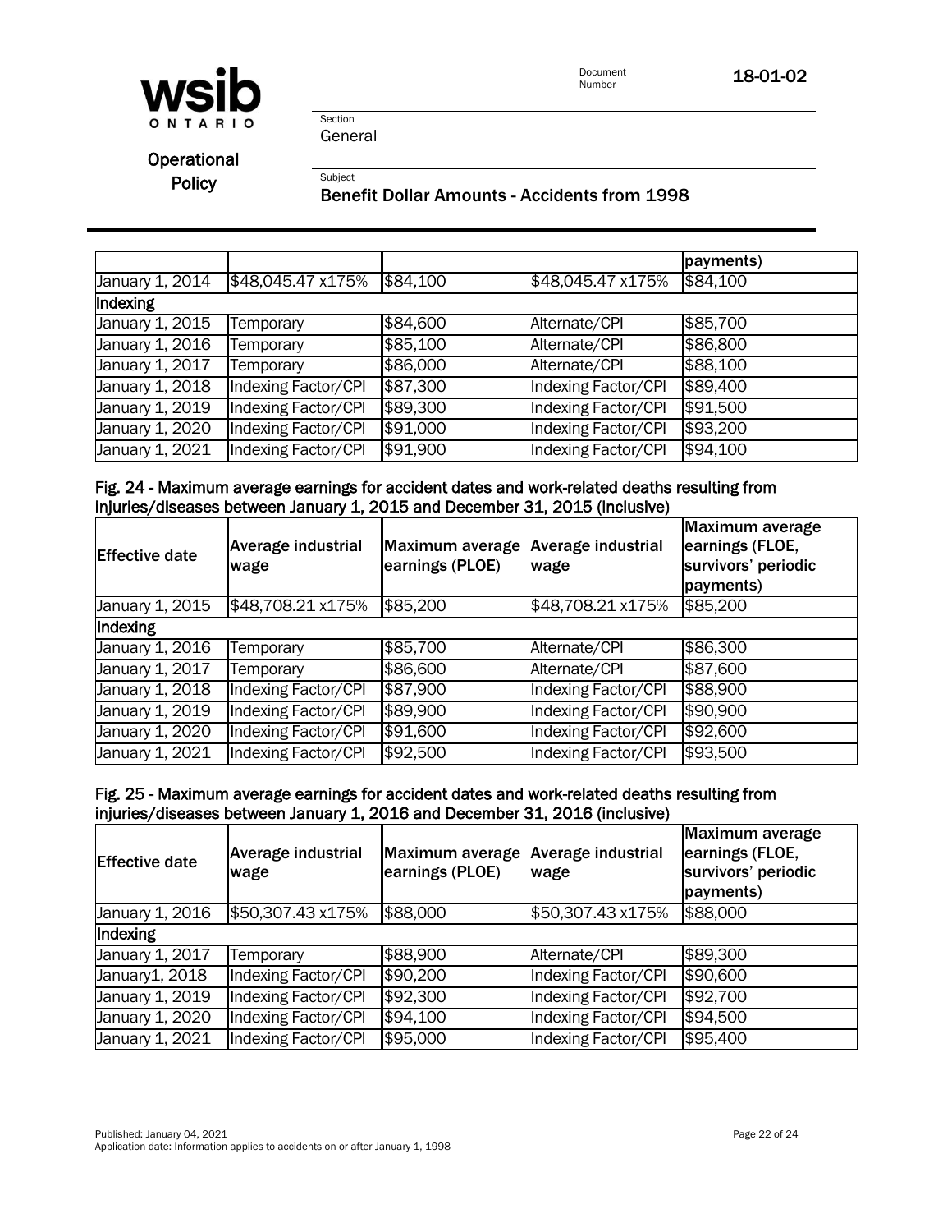| | | | | payments) |
|---|---|---|---|---|
| January 1, 2014 | $48,045.47 x175% | $84,100 | $48,045.47 x175% | $84,100 |
| Indexing | | | | |
| January 1, 2015 | Temporary | $84,600 | Alternate/CPI | $85,700 |
| January 1, 2016 | Temporary | $85,100 | Alternate/CPI | $86,800 |
| January 1, 2017 | Temporary | $86,000 | Alternate/CPI | $88,100 |
| January 1, 2018 | Indexing Factor/CPI | $87,300 | Indexing Factor/CPI | $89,400 |
| January 1, 2019 | Indexing Factor/CPI | $89,300 | Indexing Factor/CPI | $91,500 |
| January 1, 2020 | Indexing Factor/CPI | $91,000 | Indexing Factor/CPI | $93,200 |
| January 1, 2021 | Indexing Factor/CPI | $91,900 | Indexing Factor/CPI | $94,100 |

**Fig. 24 - Maximum average earnings for accident dates and work-related deaths resulting from injuries/diseases between January 1, 2015 and December 31, 2015 (inclusive)**

| Effective date | Average industrial wage | Maximum average earnings (PLOE) | Average industrial wage | Maximum average earnings (FLOE, survivors' periodic payments) |
|---|---|---|---|---|
| January 1, 2015 | $48,708.21 x175% | $85,200 | $48,708.21 x175% | $85,200 |
| Indexing | | | | |
| January 1, 2016 | Temporary | $85,700 | Alternate/CPI | $86,300 |
| January 1, 2017 | Temporary | $86,600 | Alternate/CPI | $87,600 |
| January 1, 2018 | Indexing Factor/CPI | $87,900 | Indexing Factor/CPI | $88,900 |
| January 1, 2019 | Indexing Factor/CPI | $89,900 | Indexing Factor/CPI | $90,900 |
| January 1, 2020 | Indexing Factor/CPI | $91,600 | Indexing Factor/CPI | $92,600 |
| January 1, 2021 | Indexing Factor/CPI | $92,500 | Indexing Factor/CPI | $93,500 |

**Fig. 25 - Maximum average earnings for accident dates and work-related deaths resulting from injuries/diseases between January 1, 2016 and December 31, 2016 (inclusive)**

| Effective date | Average industrial wage | Maximum average earnings (PLOE) | Average industrial wage | Maximum average earnings (FLOE, survivors' periodic payments) |
|---|---|---|---|---|
| January 1, 2016 | $50,307.43 x175% | $88,000 | $50,307.43 x175% | $88,000 |
| Indexing | | | | |
| January 1, 2017 | Temporary | $88,900 | Alternate/CPI | $89,300 |
| January1, 2018 | Indexing Factor/CPI | $90,200 | Indexing Factor/CPI | $90,600 |
| January 1, 2019 | Indexing Factor/CPI | $92,300 | Indexing Factor/CPI | $92,700 |
| January 1, 2020 | Indexing Factor/CPI | $94,100 | Indexing Factor/CPI | $94,500 |
| January 1, 2021 | Indexing Factor/CPI | $95,000 | Indexing Factor/CPI | $95,400 |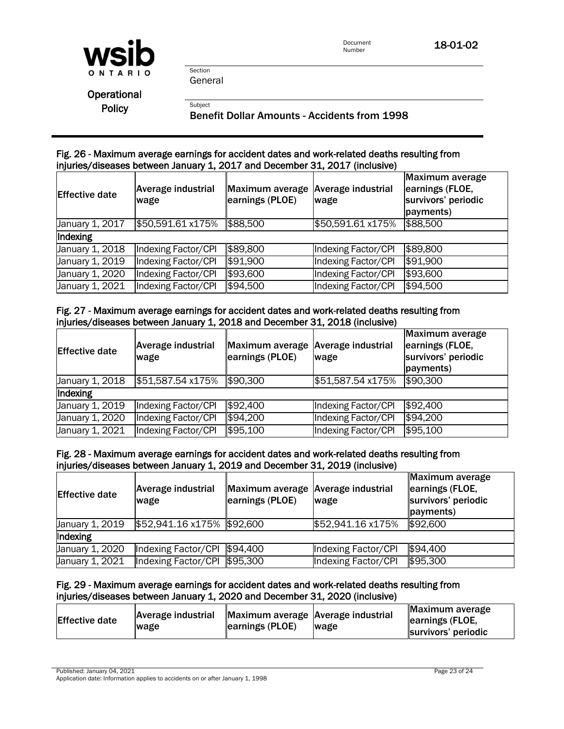Fig. 26 - Maximum average earnings for accident dates and work-related deaths resulting from injuries/diseases between January 1, 2017 and December 31, 2017 (inclusive)

| Effective date | Average industrial wage | Maximum average earnings (PLOE) | Average industrial wage | Maximum average earnings (FLOE, survivors' periodic payments) |
|---|---|---|---|---|
| January 1, 2017 | $50,591.61 x175% | $88,500 | $50,591.61 x175% | $88,500 |
| Indexing | | | | |
| January 1, 2018 | Indexing Factor/CPI | $89,800 | Indexing Factor/CPI | $89,800 |
| January 1, 2019 | Indexing Factor/CPI | $91,900 | Indexing Factor/CPI | $91,900 |
| January 1, 2020 | Indexing Factor/CPI | $93,600 | Indexing Factor/CPI | $93,600 |
| January 1, 2021 | Indexing Factor/CPI | $94,500 | Indexing Factor/CPI | $94,500 |

Fig. 27 - Maximum average earnings for accident dates and work-related deaths resulting from injuries/diseases between January 1, 2018 and December 31, 2018 (inclusive)

| Effective date | Average industrial wage | Maximum average earnings (PLOE) | Average industrial wage | Maximum average earnings (FLOE, survivors' periodic payments) |
|---|---|---|---|---|
| January 1, 2018 | $51,587.54 x175% | $90,300 | $51,587.54 x175% | $90,300 |
| Indexing | | | | |
| January 1, 2019 | Indexing Factor/CPI | $92,400 | Indexing Factor/CPI | $92,400 |
| January 1, 2020 | Indexing Factor/CPI | $94,200 | Indexing Factor/CPI | $94,200 |
| January 1, 2021 | Indexing Factor/CPI | $95,100 | Indexing Factor/CPI | $95,100 |

Fig. 28 - Maximum average earnings for accident dates and work-related deaths resulting from injuries/diseases between January 1, 2019 and December 31, 2019 (inclusive)

| Effective date | Average industrial wage | Maximum average earnings (PLOE) | Average industrial wage | Maximum average earnings (FLOE, survivors' periodic payments) |
|---|---|---|---|---|
| January 1, 2019 | $52,941.16 x175% | $92,600 | $52,941.16 x175% | $92,600 |
| Indexing | | | | |
| January 1, 2020 | Indexing Factor/CPI | $94,400 | Indexing Factor/CPI | $94,400 |
| January 1, 2021 | Indexing Factor/CPI | $95,300 | Indexing Factor/CPI | $95,300 |

Fig. 29 - Maximum average earnings for accident dates and work-related deaths resulting from injuries/diseases between January 1, 2020 and December 31, 2020 (inclusive)

| Effective date | Average industrial wage | Maximum average earnings (PLOE) | Average industrial wage | Maximum average earnings (FLOE, survivors' periodic |
|---|---|---|---|---|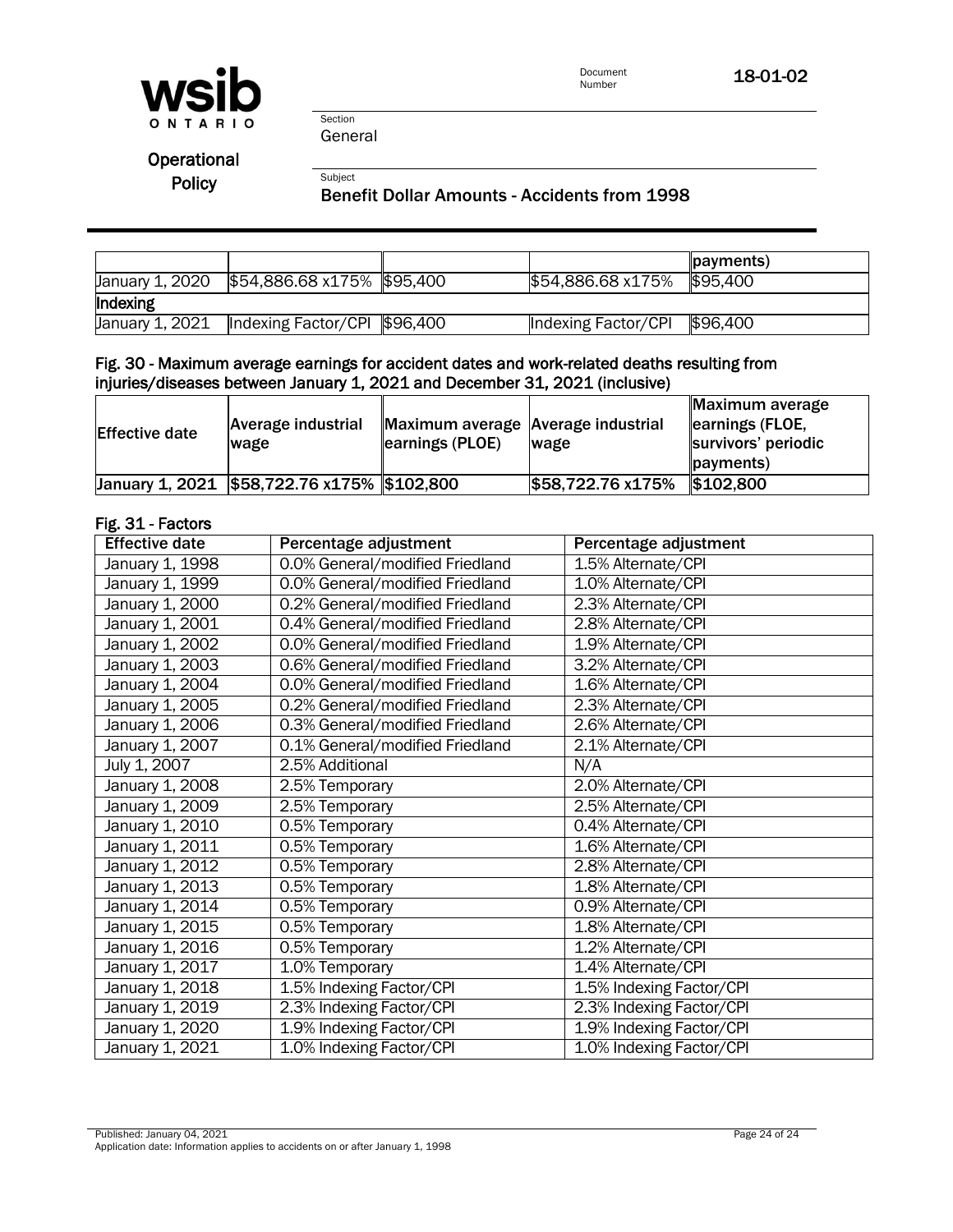| | | | | |
|---|---|---|---|---|
| | | | | payments) |
| January 1, 2020 | $54,886.68 x175% | $95,400 | $54,886.68 x175% | $95,400 |
| **Indexing** | | | | |
| January 1, 2021 | Indexing Factor/CPI | $96,400 | Indexing Factor/CPI | $96,400 |

### Fig. 30 - Maximum average earnings for accident dates and work-related deaths resulting from injuries/diseases between January 1, 2021 and December 31, 2021 (inclusive)

| Effective date | Average industrial wage | Maximum average earnings (PLOE) | Average industrial wage | Maximum average earnings (FLOE, survivors' periodic payments) |
|---|---|---|---|---|
| **January 1, 2021** | **$58,722.76 x175%** | **$102,800** | **$58,722.76 x175%** | **$102,800** |

### Fig. 31 - Factors

| Effective date | Percentage adjustment | Percentage adjustment |
|---|---|---|
| January 1, 1998 | 0.0% General/modified Friedland | 1.5% Alternate/CPI |
| January 1, 1999 | 0.0% General/modified Friedland | 1.0% Alternate/CPI |
| January 1, 2000 | 0.2% General/modified Friedland | 2.3% Alternate/CPI |
| January 1, 2001 | 0.4% General/modified Friedland | 2.8% Alternate/CPI |
| January 1, 2002 | 0.0% General/modified Friedland | 1.9% Alternate/CPI |
| January 1, 2003 | 0.6% General/modified Friedland | 3.2% Alternate/CPI |
| January 1, 2004 | 0.0% General/modified Friedland | 1.6% Alternate/CPI |
| January 1, 2005 | 0.2% General/modified Friedland | 2.3% Alternate/CPI |
| January 1, 2006 | 0.3% General/modified Friedland | 2.6% Alternate/CPI |
| January 1, 2007 | 0.1% General/modified Friedland | 2.1% Alternate/CPI |
| July 1, 2007 | 2.5% Additional | N/A |
| January 1, 2008 | 2.5% Temporary | 2.0% Alternate/CPI |
| January 1, 2009 | 2.5% Temporary | 2.5% Alternate/CPI |
| January 1, 2010 | 0.5% Temporary | 0.4% Alternate/CPI |
| January 1, 2011 | 0.5% Temporary | 1.6% Alternate/CPI |
| January 1, 2012 | 0.5% Temporary | 2.8% Alternate/CPI |
| January 1, 2013 | 0.5% Temporary | 1.8% Alternate/CPI |
| January 1, 2014 | 0.5% Temporary | 0.9% Alternate/CPI |
| January 1, 2015 | 0.5% Temporary | 1.8% Alternate/CPI |
| January 1, 2016 | 0.5% Temporary | 1.2% Alternate/CPI |
| January 1, 2017 | 1.0% Temporary | 1.4% Alternate/CPI |
| January 1, 2018 | 1.5% Indexing Factor/CPI | 1.5% Indexing Factor/CPI |
| January 1, 2019 | 2.3% Indexing Factor/CPI | 2.3% Indexing Factor/CPI |
| January 1, 2020 | 1.9% Indexing Factor/CPI | 1.9% Indexing Factor/CPI |
| January 1, 2021 | 1.0% Indexing Factor/CPI | 1.0% Indexing Factor/CPI |